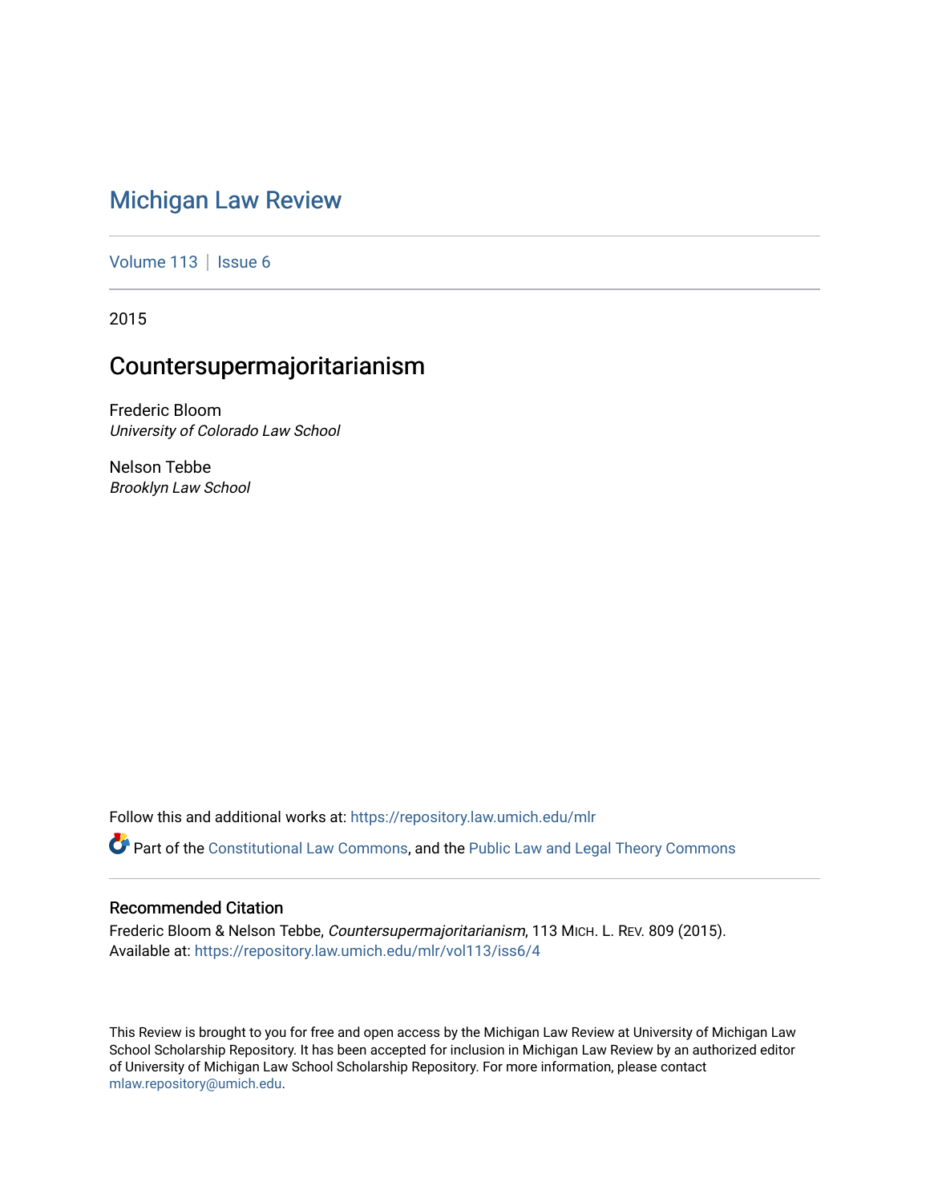# Michigan Law Review

Volume 113 | Issue 6

2015

## Countersupermajoritarianism

Frederic Bloom
*University of Colorado Law School*

Nelson Tebbe
*Brooklyn Law School*

Follow this and additional works at: https://repository.law.umich.edu/mlr

Part of the Constitutional Law Commons, and the Public Law and Legal Theory Commons

### Recommended Citation

Frederic Bloom & Nelson Tebbe, *Countersupermajoritarianism*, 113 MICH. L. REV. 809 (2015).
Available at: https://repository.law.umich.edu/mlr/vol113/iss6/4

This Review is brought to you for free and open access by the Michigan Law Review at University of Michigan Law School Scholarship Repository. It has been accepted for inclusion in Michigan Law Review by an authorized editor of University of Michigan Law School Scholarship Repository. For more information, please contact mlaw.repository@umich.edu.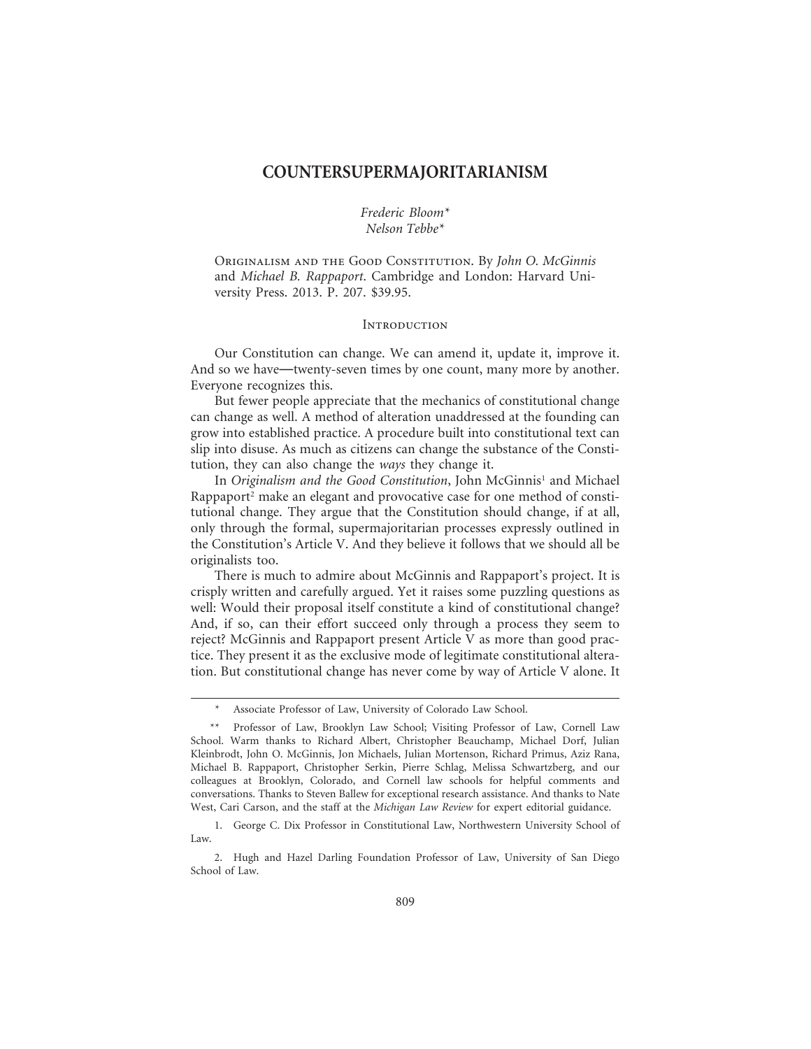# COUNTERSUPERMAJORITARIANISM

*Frederic Bloom\**
*Nelson Tebbe\**

Originalism and the Good Constitution. By *John O. McGinnis* and *Michael B. Rappaport*. Cambridge and London: Harvard University Press. 2013. P. 207. $39.95.

## Introduction

Our Constitution can change. We can amend it, update it, improve it. And so we have—twenty-seven times by one count, many more by another. Everyone recognizes this.

But fewer people appreciate that the mechanics of constitutional change can change as well. A method of alteration unaddressed at the founding can grow into established practice. A procedure built into constitutional text can slip into disuse. As much as citizens can change the substance of the Constitution, they can also change the *ways* they change it.

In *Originalism and the Good Constitution*, John McGinnis[1] and Michael Rappaport[2] make an elegant and provocative case for one method of constitutional change. They argue that the Constitution should change, if at all, only through the formal, supermajoritarian processes expressly outlined in the Constitution's Article V. And they believe it follows that we should all be originalists too.

There is much to admire about McGinnis and Rappaport's project. It is crisply written and carefully argued. Yet it raises some puzzling questions as well: Would their proposal itself constitute a kind of constitutional change? And, if so, can their effort succeed only through a process they seem to reject? McGinnis and Rappaport present Article V as more than good practice. They present it as the exclusive mode of legitimate constitutional alteration. But constitutional change has never come by way of Article V alone. It

---

\* Associate Professor of Law, University of Colorado Law School.

\*\* Professor of Law, Brooklyn Law School; Visiting Professor of Law, Cornell Law School. Warm thanks to Richard Albert, Christopher Beauchamp, Michael Dorf, Julian Kleinbrodt, John O. McGinnis, Jon Michaels, Julian Mortenson, Richard Primus, Aziz Rana, Michael B. Rappaport, Christopher Serkin, Pierre Schlag, Melissa Schwartzberg, and our colleagues at Brooklyn, Colorado, and Cornell law schools for helpful comments and conversations. Thanks to Steven Ballew for exceptional research assistance. And thanks to Nate West, Cari Carson, and the staff at the *Michigan Law Review* for expert editorial guidance.

1. George C. Dix Professor in Constitutional Law, Northwestern University School of Law.

2. Hugh and Hazel Darling Foundation Professor of Law, University of San Diego School of Law.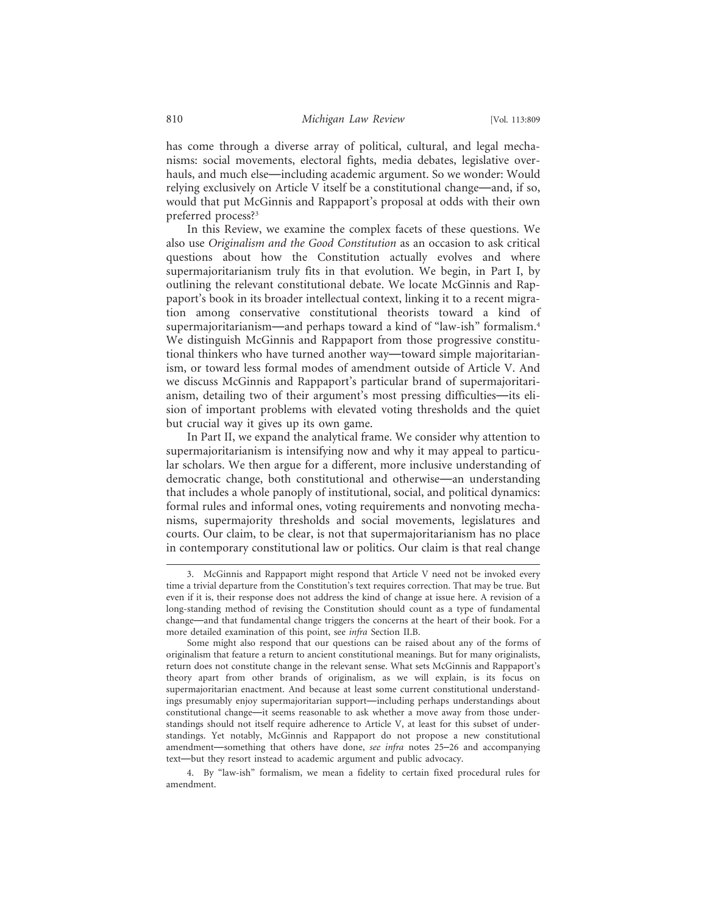has come through a diverse array of political, cultural, and legal mechanisms: social movements, electoral fights, media debates, legislative overhauls, and much else—including academic argument. So we wonder: Would relying exclusively on Article V itself be a constitutional change—and, if so, would that put McGinnis and Rappaport's proposal at odds with their own preferred process?[3]

In this Review, we examine the complex facets of these questions. We also use *Originalism and the Good Constitution* as an occasion to ask critical questions about how the Constitution actually evolves and where supermajoritarianism truly fits in that evolution. We begin, in Part I, by outlining the relevant constitutional debate. We locate McGinnis and Rappaport's book in its broader intellectual context, linking it to a recent migration among conservative constitutional theorists toward a kind of supermajoritarianism—and perhaps toward a kind of "law-ish" formalism.[4] We distinguish McGinnis and Rappaport from those progressive constitutional thinkers who have turned another way—toward simple majoritarianism, or toward less formal modes of amendment outside of Article V. And we discuss McGinnis and Rappaport's particular brand of supermajoritarianism, detailing two of their argument's most pressing difficulties—its elision of important problems with elevated voting thresholds and the quiet but crucial way it gives up its own game.

In Part II, we expand the analytical frame. We consider why attention to supermajoritarianism is intensifying now and why it may appeal to particular scholars. We then argue for a different, more inclusive understanding of democratic change, both constitutional and otherwise—an understanding that includes a whole panoply of institutional, social, and political dynamics: formal rules and informal ones, voting requirements and nonvoting mechanisms, supermajority thresholds and social movements, legislatures and courts. Our claim, to be clear, is not that supermajoritarianism has no place in contemporary constitutional law or politics. Our claim is that real change

---

3. McGinnis and Rappaport might respond that Article V need not be invoked every time a trivial departure from the Constitution's text requires correction. That may be true. But even if it is, their response does not address the kind of change at issue here. A revision of a long-standing method of revising the Constitution should count as a type of fundamental change—and that fundamental change triggers the concerns at the heart of their book. For a more detailed examination of this point, see *infra* Section II.B.

Some might also respond that our questions can be raised about any of the forms of originalism that feature a return to ancient constitutional meanings. But for many originalists, return does not constitute change in the relevant sense. What sets McGinnis and Rappaport's theory apart from other brands of originalism, as we will explain, is its focus on supermajoritarian enactment. And because at least some current constitutional understandings presumably enjoy supermajoritarian support—including perhaps understandings about constitutional change—it seems reasonable to ask whether a move away from those understandings should not itself require adherence to Article V, at least for this subset of understandings. Yet notably, McGinnis and Rappaport do not propose a new constitutional amendment—something that others have done, *see infra* notes 25–26 and accompanying text—but they resort instead to academic argument and public advocacy.

4. By "law-ish" formalism, we mean a fidelity to certain fixed procedural rules for amendment.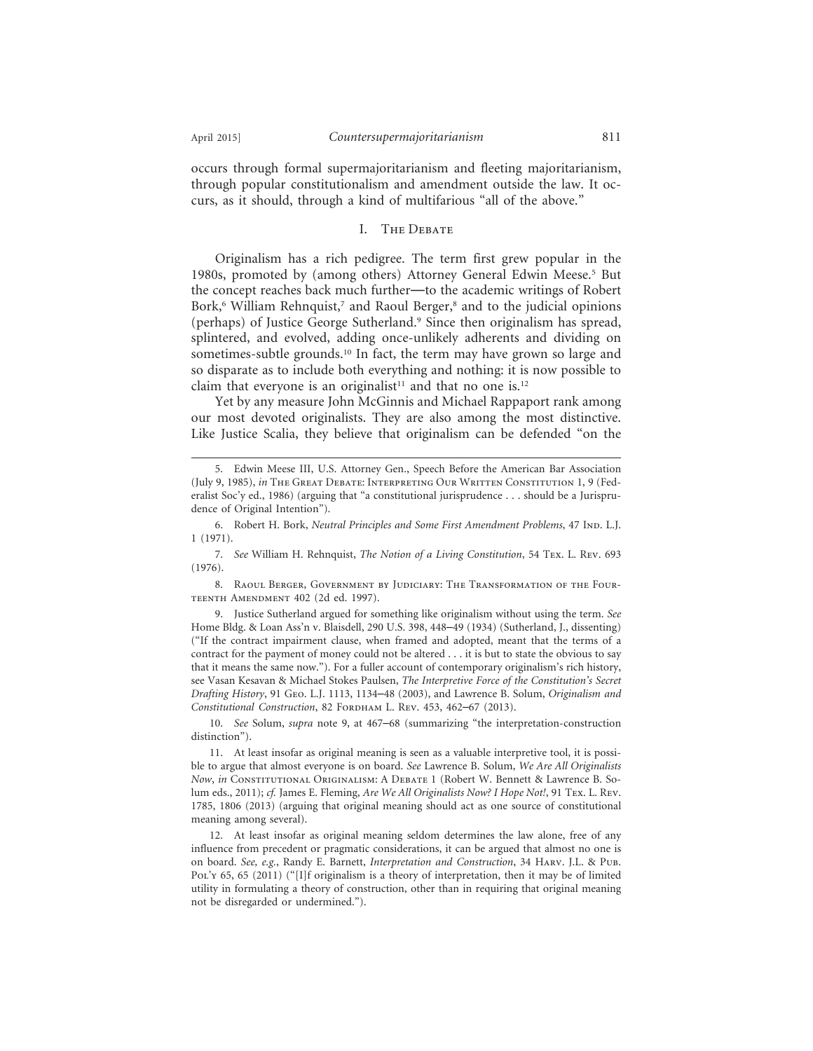occurs through formal supermajoritarianism and fleeting majoritarianism, through popular constitutionalism and amendment outside the law. It occurs, as it should, through a kind of multifarious "all of the above."

## I. The Debate

Originalism has a rich pedigree. The term first grew popular in the 1980s, promoted by (among others) Attorney General Edwin Meese.[5] But the concept reaches back much further—to the academic writings of Robert Bork,[6] William Rehnquist,[7] and Raoul Berger,[8] and to the judicial opinions (perhaps) of Justice George Sutherland.[9] Since then originalism has spread, splintered, and evolved, adding once-unlikely adherents and dividing on sometimes-subtle grounds.[10] In fact, the term may have grown so large and so disparate as to include both everything and nothing: it is now possible to claim that everyone is an originalist[11] and that no one is.[12]

Yet by any measure John McGinnis and Michael Rappaport rank among our most devoted originalists. They are also among the most distinctive. Like Justice Scalia, they believe that originalism can be defended "on the

---

5. Edwin Meese III, U.S. Attorney Gen., Speech Before the American Bar Association (July 9, 1985), *in* The Great Debate: Interpreting Our Written Constitution 1, 9 (Federalist Soc'y ed., 1986) (arguing that "a constitutional jurisprudence . . . should be a Jurisprudence of Original Intention").

6. Robert H. Bork, *Neutral Principles and Some First Amendment Problems*, 47 Ind. L.J. 1 (1971).

7. *See* William H. Rehnquist, *The Notion of a Living Constitution*, 54 Tex. L. Rev. 693 (1976).

8. Raoul Berger, Government by Judiciary: The Transformation of the Fourteenth Amendment 402 (2d ed. 1997).

9. Justice Sutherland argued for something like originalism without using the term. *See* Home Bldg. & Loan Ass'n v. Blaisdell, 290 U.S. 398, 448–49 (1934) (Sutherland, J., dissenting) ("If the contract impairment clause, when framed and adopted, meant that the terms of a contract for the payment of money could not be altered . . . it is but to state the obvious to say that it means the same now."). For a fuller account of contemporary originalism's rich history, see Vasan Kesavan & Michael Stokes Paulsen, *The Interpretive Force of the Constitution's Secret Drafting History*, 91 Geo. L.J. 1113, 1134–48 (2003), and Lawrence B. Solum, *Originalism and Constitutional Construction*, 82 Fordham L. Rev. 453, 462–67 (2013).

10. *See* Solum, *supra* note 9, at 467–68 (summarizing "the interpretation-construction distinction").

11. At least insofar as original meaning is seen as a valuable interpretive tool, it is possible to argue that almost everyone is on board. *See* Lawrence B. Solum, *We Are All Originalists Now*, *in* Constitutional Originalism: A Debate 1 (Robert W. Bennett & Lawrence B. Solum eds., 2011); *cf.* James E. Fleming, *Are We All Originalists Now? I Hope Not!*, 91 Tex. L. Rev. 1785, 1806 (2013) (arguing that original meaning should act as one source of constitutional meaning among several).

12. At least insofar as original meaning seldom determines the law alone, free of any influence from precedent or pragmatic considerations, it can be argued that almost no one is on board. *See, e.g.*, Randy E. Barnett, *Interpretation and Construction*, 34 Harv. J.L. & Pub. Pol'y 65, 65 (2011) ("[I]f originalism is a theory of interpretation, then it may be of limited utility in formulating a theory of construction, other than in requiring that original meaning not be disregarded or undermined.").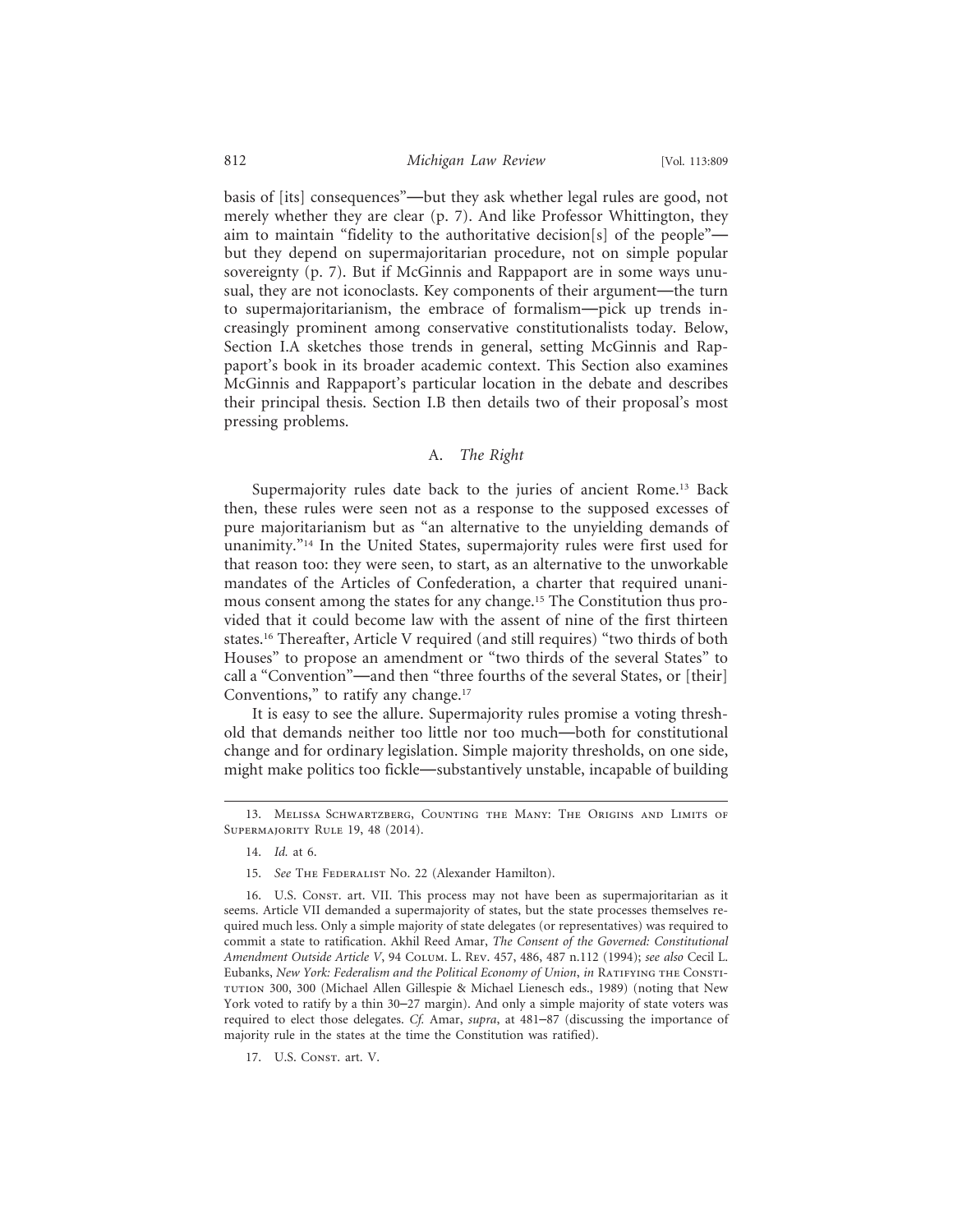basis of [its] consequences"—but they ask whether legal rules are good, not merely whether they are clear (p. 7). And like Professor Whittington, they aim to maintain "fidelity to the authoritative decision[s] of the people"—but they depend on supermajoritarian procedure, not on simple popular sovereignty (p. 7). But if McGinnis and Rappaport are in some ways unusual, they are not iconoclasts. Key components of their argument—the turn to supermajoritarianism, the embrace of formalism—pick up trends increasingly prominent among conservative constitutionalists today. Below, Section I.A sketches those trends in general, setting McGinnis and Rappaport's book in its broader academic context. This Section also examines McGinnis and Rappaport's particular location in the debate and describes their principal thesis. Section I.B then details two of their proposal's most pressing problems.

### A. *The Right*

Supermajority rules date back to the juries of ancient Rome.[13] Back then, these rules were seen not as a response to the supposed excesses of pure majoritarianism but as "an alternative to the unyielding demands of unanimity."[14] In the United States, supermajority rules were first used for that reason too: they were seen, to start, as an alternative to the unworkable mandates of the Articles of Confederation, a charter that required unanimous consent among the states for any change.[15] The Constitution thus provided that it could become law with the assent of nine of the first thirteen states.[16] Thereafter, Article V required (and still requires) "two thirds of both Houses" to propose an amendment or "two thirds of the several States" to call a "Convention"—and then "three fourths of the several States, or [their] Conventions," to ratify any change.[17]

It is easy to see the allure. Supermajority rules promise a voting threshold that demands neither too little nor too much—both for constitutional change and for ordinary legislation. Simple majority thresholds, on one side, might make politics too fickle—substantively unstable, incapable of building

---

13. Melissa Schwartzberg, Counting the Many: The Origins and Limits of Supermajority Rule 19, 48 (2014).

14. *Id.* at 6.

15. *See* The Federalist No. 22 (Alexander Hamilton).

16. U.S. Const. art. VII. This process may not have been as supermajoritarian as it seems. Article VII demanded a supermajority of states, but the state processes themselves required much less. Only a simple majority of state delegates (or representatives) was required to commit a state to ratification. Akhil Reed Amar, *The Consent of the Governed: Constitutional Amendment Outside Article V*, 94 Colum. L. Rev. 457, 486, 487 n.112 (1994); *see also* Cecil L. Eubanks, *New York: Federalism and the Political Economy of Union*, *in* Ratifying the Constitution 300, 300 (Michael Allen Gillespie & Michael Lienesch eds., 1989) (noting that New York voted to ratify by a thin 30–27 margin). And only a simple majority of state voters was required to elect those delegates. *Cf.* Amar, *supra*, at 481–87 (discussing the importance of majority rule in the states at the time the Constitution was ratified).

17. U.S. Const. art. V.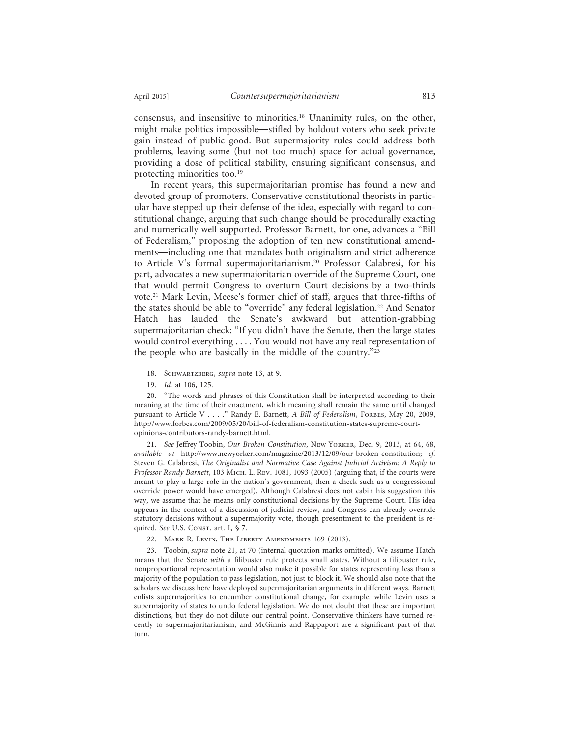consensus, and insensitive to minorities.[18] Unanimity rules, on the other, might make politics impossible—stifled by holdout voters who seek private gain instead of public good. But supermajority rules could address both problems, leaving some (but not too much) space for actual governance, providing a dose of political stability, ensuring significant consensus, and protecting minorities too.[19]

In recent years, this supermajoritarian promise has found a new and devoted group of promoters. Conservative constitutional theorists in particular have stepped up their defense of the idea, especially with regard to constitutional change, arguing that such change should be procedurally exacting and numerically well supported. Professor Barnett, for one, advances a "Bill of Federalism," proposing the adoption of ten new constitutional amendments—including one that mandates both originalism and strict adherence to Article V's formal supermajoritarianism.[20] Professor Calabresi, for his part, advocates a new supermajoritarian override of the Supreme Court, one that would permit Congress to overturn Court decisions by a two-thirds vote.[21] Mark Levin, Meese's former chief of staff, argues that three-fifths of the states should be able to "override" any federal legislation.[22] And Senator Hatch has lauded the Senate's awkward but attention-grabbing supermajoritarian check: "If you didn't have the Senate, then the large states would control everything . . . . You would not have any real representation of the people who are basically in the middle of the country."[23]

---

18. Schwartzberg, *supra* note 13, at 9.

19. *Id.* at 106, 125.

20. "The words and phrases of this Constitution shall be interpreted according to their meaning at the time of their enactment, which meaning shall remain the same until changed pursuant to Article V . . . ." Randy E. Barnett, *A Bill of Federalism*, Forbes, May 20, 2009, http://www.forbes.com/2009/05/20/bill-of-federalism-constitution-states-supreme-court-opinions-contributors-randy-barnett.html.

21. *See* Jeffrey Toobin, *Our Broken Constitution*, New Yorker, Dec. 9, 2013, at 64, 68, *available at* http://www.newyorker.com/magazine/2013/12/09/our-broken-constitution; *cf.* Steven G. Calabresi, *The Originalist and Normative Case Against Judicial Activism: A Reply to Professor Randy Barnett*, 103 Mich. L. Rev. 1081, 1093 (2005) (arguing that, if the courts were meant to play a large role in the nation's government, then a check such as a congressional override power would have emerged). Although Calabresi does not cabin his suggestion this way, we assume that he means only constitutional decisions by the Supreme Court. His idea appears in the context of a discussion of judicial review, and Congress can already override statutory decisions without a supermajority vote, though presentment to the president is required. *See* U.S. Const. art. I, § 7.

22. Mark R. Levin, The Liberty Amendments 169 (2013).

23. Toobin, *supra* note 21, at 70 (internal quotation marks omitted). We assume Hatch means that the Senate *with* a filibuster rule protects small states. Without a filibuster rule, nonproportional representation would also make it possible for states representing less than a majority of the population to pass legislation, not just to block it. We should also note that the scholars we discuss here have deployed supermajoritarian arguments in different ways. Barnett enlists supermajorities to encumber constitutional change, for example, while Levin uses a supermajority of states to undo federal legislation. We do not doubt that these are important distinctions, but they do not dilute our central point. Conservative thinkers have turned recently to supermajoritarianism, and McGinnis and Rappaport are a significant part of that turn.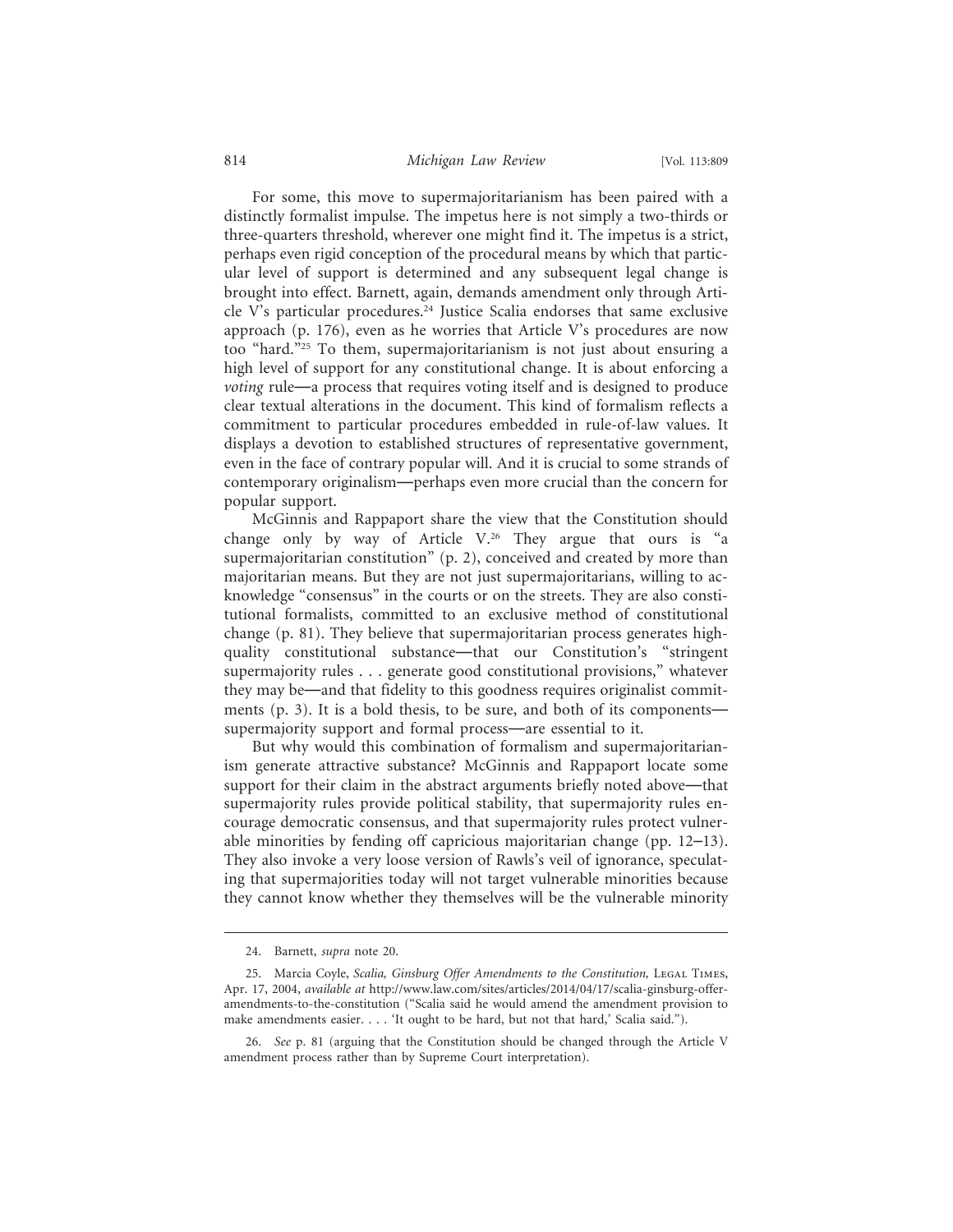For some, this move to supermajoritarianism has been paired with a distinctly formalist impulse. The impetus here is not simply a two-thirds or three-quarters threshold, wherever one might find it. The impetus is a strict, perhaps even rigid conception of the procedural means by which that particular level of support is determined and any subsequent legal change is brought into effect. Barnett, again, demands amendment only through Article V's particular procedures.[24] Justice Scalia endorses that same exclusive approach (p. 176), even as he worries that Article V's procedures are now too "hard."[25] To them, supermajoritarianism is not just about ensuring a high level of support for any constitutional change. It is about enforcing a *voting* rule—a process that requires voting itself and is designed to produce clear textual alterations in the document. This kind of formalism reflects a commitment to particular procedures embedded in rule-of-law values. It displays a devotion to established structures of representative government, even in the face of contrary popular will. And it is crucial to some strands of contemporary originalism—perhaps even more crucial than the concern for popular support.

McGinnis and Rappaport share the view that the Constitution should change only by way of Article V.[26] They argue that ours is "a supermajoritarian constitution" (p. 2), conceived and created by more than majoritarian means. But they are not just supermajoritarians, willing to acknowledge "consensus" in the courts or on the streets. They are also constitutional formalists, committed to an exclusive method of constitutional change (p. 81). They believe that supermajoritarian process generates high-quality constitutional substance—that our Constitution's "stringent supermajority rules . . . generate good constitutional provisions," whatever they may be—and that fidelity to this goodness requires originalist commitments (p. 3). It is a bold thesis, to be sure, and both of its components—supermajority support and formal process—are essential to it.

But why would this combination of formalism and supermajoritarianism generate attractive substance? McGinnis and Rappaport locate some support for their claim in the abstract arguments briefly noted above—that supermajority rules provide political stability, that supermajority rules encourage democratic consensus, and that supermajority rules protect vulnerable minorities by fending off capricious majoritarian change (pp. 12–13). They also invoke a very loose version of Rawls's veil of ignorance, speculating that supermajorities today will not target vulnerable minorities because they cannot know whether they themselves will be the vulnerable minority

---

24. Barnett, *supra* note 20.

25. Marcia Coyle, *Scalia, Ginsburg Offer Amendments to the Constitution,* Legal Times, Apr. 17, 2004, *available at* http://www.law.com/sites/articles/2014/04/17/scalia-ginsburg-offer-amendments-to-the-constitution ("Scalia said he would amend the amendment provision to make amendments easier. . . . 'It ought to be hard, but not that hard,' Scalia said.").

26. *See* p. 81 (arguing that the Constitution should be changed through the Article V amendment process rather than by Supreme Court interpretation).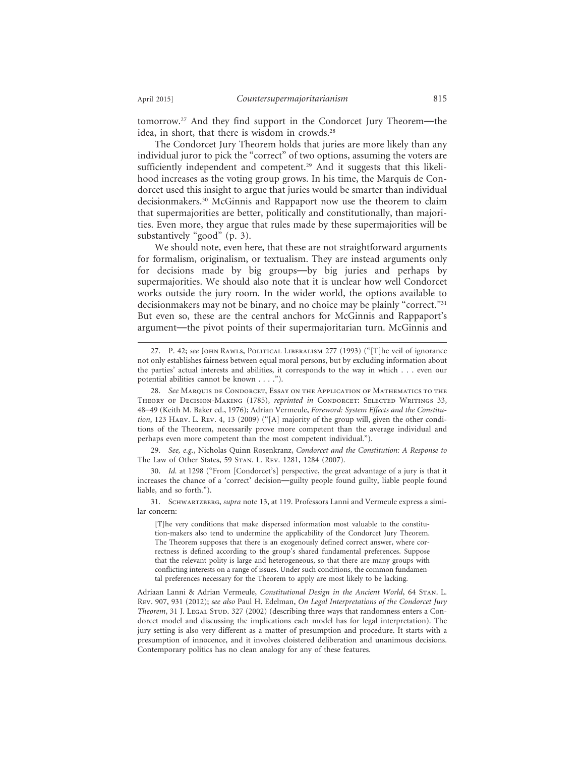tomorrow.[27] And they find support in the Condorcet Jury Theorem—the idea, in short, that there is wisdom in crowds.[28]

The Condorcet Jury Theorem holds that juries are more likely than any individual juror to pick the "correct" of two options, assuming the voters are sufficiently independent and competent.[29] And it suggests that this likelihood increases as the voting group grows. In his time, the Marquis de Condorcet used this insight to argue that juries would be smarter than individual decisionmakers.[30] McGinnis and Rappaport now use the theorem to claim that supermajorities are better, politically and constitutionally, than majorities. Even more, they argue that rules made by these supermajorities will be substantively "good" (p. 3).

We should note, even here, that these are not straightforward arguments for formalism, originalism, or textualism. They are instead arguments only for decisions made by big groups—by big juries and perhaps by supermajorities. We should also note that it is unclear how well Condorcet works outside the jury room. In the wider world, the options available to decisionmakers may not be binary, and no choice may be plainly "correct."[31] But even so, these are the central anchors for McGinnis and Rappaport's argument—the pivot points of their supermajoritarian turn. McGinnis and

---

27. P. 42; *see* John Rawls, Political Liberalism 277 (1993) ("[T]he veil of ignorance not only establishes fairness between equal moral persons, but by excluding information about the parties' actual interests and abilities, it corresponds to the way in which . . . even our potential abilities cannot be known . . . .").

28. *See* Marquis de Condorcet, Essay on the Application of Mathematics to the Theory of Decision-Making (1785), *reprinted in* Condorcet: Selected Writings 33, 48–49 (Keith M. Baker ed., 1976); Adrian Vermeule, *Foreword: System Effects and the Constitution*, 123 Harv. L. Rev. 4, 13 (2009) ("[A] majority of the group will, given the other conditions of the Theorem, necessarily prove more competent than the average individual and perhaps even more competent than the most competent individual.").

29. *See, e.g.*, Nicholas Quinn Rosenkranz, *Condorcet and the Constitution: A Response to* The Law of Other States, 59 Stan. L. Rev. 1281, 1284 (2007).

30. *Id.* at 1298 ("From [Condorcet's] perspective, the great advantage of a jury is that it increases the chance of a 'correct' decision—guilty people found guilty, liable people found liable, and so forth.").

31. Schwartzberg, *supra* note 13, at 119. Professors Lanni and Vermeule express a similar concern:

> [T]he very conditions that make dispersed information most valuable to the constitution-makers also tend to undermine the applicability of the Condorcet Jury Theorem. The Theorem supposes that there is an exogenously defined correct answer, where correctness is defined according to the group's shared fundamental preferences. Suppose that the relevant polity is large and heterogeneous, so that there are many groups with conflicting interests on a range of issues. Under such conditions, the common fundamental preferences necessary for the Theorem to apply are most likely to be lacking.

Adriaan Lanni & Adrian Vermeule, *Constitutional Design in the Ancient World*, 64 Stan. L. Rev. 907, 931 (2012); *see also* Paul H. Edelman, *On Legal Interpretations of the Condorcet Jury Theorem*, 31 J. Legal Stud. 327 (2002) (describing three ways that randomness enters a Condorcet model and discussing the implications each model has for legal interpretation). The jury setting is also very different as a matter of presumption and procedure. It starts with a presumption of innocence, and it involves cloistered deliberation and unanimous decisions. Contemporary politics has no clean analogy for any of these features.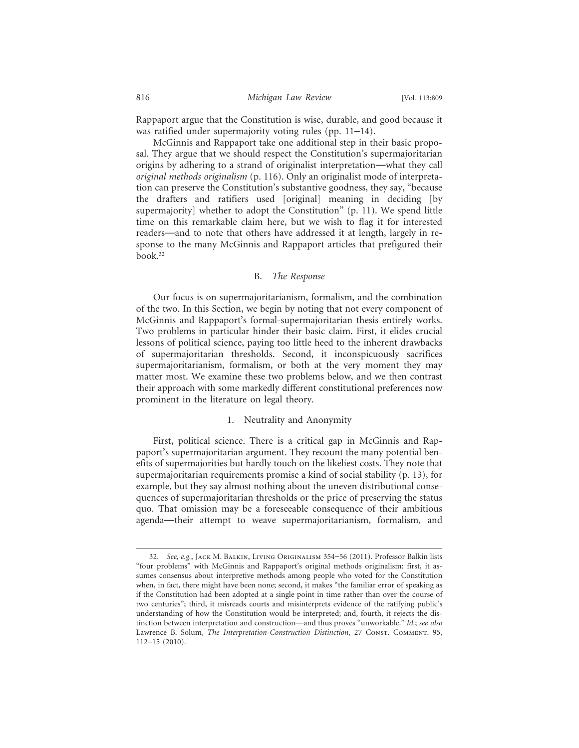Rappaport argue that the Constitution is wise, durable, and good because it was ratified under supermajority voting rules (pp. 11–14).

McGinnis and Rappaport take one additional step in their basic proposal. They argue that we should respect the Constitution's supermajoritarian origins by adhering to a strand of originalist interpretation—what they call *original methods originalism* (p. 116). Only an originalist mode of interpretation can preserve the Constitution's substantive goodness, they say, "because the drafters and ratifiers used [original] meaning in deciding [by supermajority] whether to adopt the Constitution" (p. 11). We spend little time on this remarkable claim here, but we wish to flag it for interested readers—and to note that others have addressed it at length, largely in response to the many McGinnis and Rappaport articles that prefigured their book.[32]

### B. *The Response*

Our focus is on supermajoritarianism, formalism, and the combination of the two. In this Section, we begin by noting that not every component of McGinnis and Rappaport's formal-supermajoritarian thesis entirely works. Two problems in particular hinder their basic claim. First, it elides crucial lessons of political science, paying too little heed to the inherent drawbacks of supermajoritarian thresholds. Second, it inconspicuously sacrifices supermajoritarianism, formalism, or both at the very moment they may matter most. We examine these two problems below, and we then contrast their approach with some markedly different constitutional preferences now prominent in the literature on legal theory.

#### 1. Neutrality and Anonymity

First, political science. There is a critical gap in McGinnis and Rappaport's supermajoritarian argument. They recount the many potential benefits of supermajorities but hardly touch on the likeliest costs. They note that supermajoritarian requirements promise a kind of social stability (p. 13), for example, but they say almost nothing about the uneven distributional consequences of supermajoritarian thresholds or the price of preserving the status quo. That omission may be a foreseeable consequence of their ambitious agenda—their attempt to weave supermajoritarianism, formalism, and

---

32. *See, e.g.*, Jack M. Balkin, Living Originalism 354–56 (2011). Professor Balkin lists "four problems" with McGinnis and Rappaport's original methods originalism: first, it assumes consensus about interpretive methods among people who voted for the Constitution when, in fact, there might have been none; second, it makes "the familiar error of speaking as if the Constitution had been adopted at a single point in time rather than over the course of two centuries"; third, it misreads courts and misinterprets evidence of the ratifying public's understanding of how the Constitution would be interpreted; and, fourth, it rejects the distinction between interpretation and construction—and thus proves "unworkable." *Id.*; *see also* Lawrence B. Solum, *The Interpretation-Construction Distinction*, 27 Const. Comment. 95, 112–15 (2010).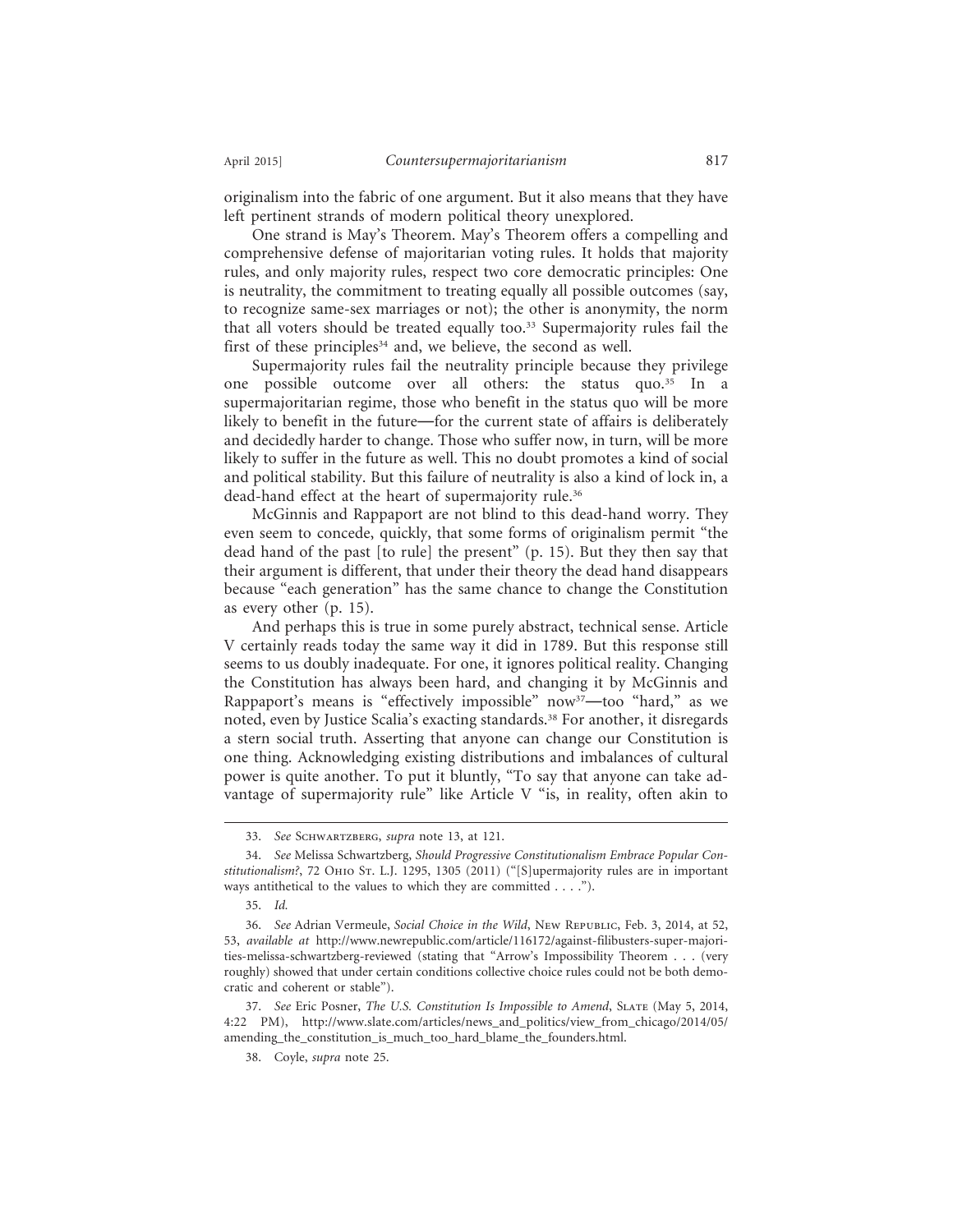originalism into the fabric of one argument. But it also means that they have left pertinent strands of modern political theory unexplored.

One strand is May's Theorem. May's Theorem offers a compelling and comprehensive defense of majoritarian voting rules. It holds that majority rules, and only majority rules, respect two core democratic principles: One is neutrality, the commitment to treating equally all possible outcomes (say, to recognize same-sex marriages or not); the other is anonymity, the norm that all voters should be treated equally too.[33] Supermajority rules fail the first of these principles[34] and, we believe, the second as well.

Supermajority rules fail the neutrality principle because they privilege one possible outcome over all others: the status quo.[35] In a supermajoritarian regime, those who benefit in the status quo will be more likely to benefit in the future—for the current state of affairs is deliberately and decidedly harder to change. Those who suffer now, in turn, will be more likely to suffer in the future as well. This no doubt promotes a kind of social and political stability. But this failure of neutrality is also a kind of lock in, a dead-hand effect at the heart of supermajority rule.[36]

McGinnis and Rappaport are not blind to this dead-hand worry. They even seem to concede, quickly, that some forms of originalism permit "the dead hand of the past [to rule] the present" (p. 15). But they then say that their argument is different, that under their theory the dead hand disappears because "each generation" has the same chance to change the Constitution as every other (p. 15).

And perhaps this is true in some purely abstract, technical sense. Article V certainly reads today the same way it did in 1789. But this response still seems to us doubly inadequate. For one, it ignores political reality. Changing the Constitution has always been hard, and changing it by McGinnis and Rappaport's means is "effectively impossible" now[37]—too "hard," as we noted, even by Justice Scalia's exacting standards.[38] For another, it disregards a stern social truth. Asserting that anyone can change our Constitution is one thing. Acknowledging existing distributions and imbalances of cultural power is quite another. To put it bluntly, "To say that anyone can take advantage of supermajority rule" like Article V "is, in reality, often akin to

---

33. *See* Schwartzberg, *supra* note 13, at 121.

34. *See* Melissa Schwartzberg, *Should Progressive Constitutionalism Embrace Popular Constitutionalism?*, 72 Ohio St. L.J. 1295, 1305 (2011) ("[S]upermajority rules are in important ways antithetical to the values to which they are committed . . . .").

35. *Id.*

36. *See* Adrian Vermeule, *Social Choice in the Wild*, New Republic, Feb. 3, 2014, at 52, 53, *available at* http://www.newrepublic.com/article/116172/against-filibusters-super-majorities-melissa-schwartzberg-reviewed (stating that "Arrow's Impossibility Theorem . . . (very roughly) showed that under certain conditions collective choice rules could not be both democratic and coherent or stable").

37. *See* Eric Posner, *The U.S. Constitution Is Impossible to Amend*, Slate (May 5, 2014, 4:22 PM), http://www.slate.com/articles/news_and_politics/view_from_chicago/2014/05/amending_the_constitution_is_much_too_hard_blame_the_founders.html.

38. Coyle, *supra* note 25.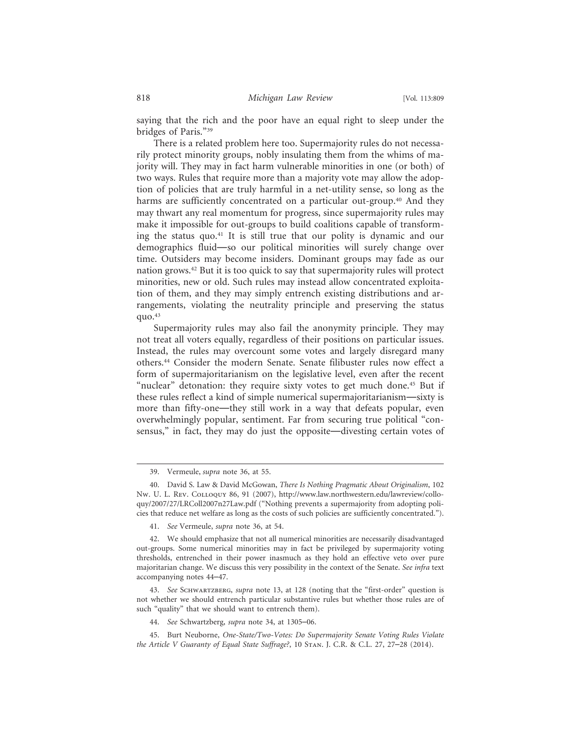saying that the rich and the poor have an equal right to sleep under the bridges of Paris."[39]

There is a related problem here too. Supermajority rules do not necessarily protect minority groups, nobly insulating them from the whims of majority will. They may in fact harm vulnerable minorities in one (or both) of two ways. Rules that require more than a majority vote may allow the adoption of policies that are truly harmful in a net-utility sense, so long as the harms are sufficiently concentrated on a particular out-group.[40] And they may thwart any real momentum for progress, since supermajority rules may make it impossible for out-groups to build coalitions capable of transforming the status quo.[41] It is still true that our polity is dynamic and our demographics fluid—so our political minorities will surely change over time. Outsiders may become insiders. Dominant groups may fade as our nation grows.[42] But it is too quick to say that supermajority rules will protect minorities, new or old. Such rules may instead allow concentrated exploitation of them, and they may simply entrench existing distributions and arrangements, violating the neutrality principle and preserving the status quo.[43]

Supermajority rules may also fail the anonymity principle. They may not treat all voters equally, regardless of their positions on particular issues. Instead, the rules may overcount some votes and largely disregard many others.[44] Consider the modern Senate. Senate filibuster rules now effect a form of supermajoritarianism on the legislative level, even after the recent "nuclear" detonation: they require sixty votes to get much done.[45] But if these rules reflect a kind of simple numerical supermajoritarianism—sixty is more than fifty-one—they still work in a way that defeats popular, even overwhelmingly popular, sentiment. Far from securing true political "consensus," in fact, they may do just the opposite—divesting certain votes of

---

39. Vermeule, *supra* note 36, at 55.

40. David S. Law & David McGowan, *There Is Nothing Pragmatic About Originalism*, 102 Nw. U. L. Rev. Colloquy 86, 91 (2007), http://www.law.northwestern.edu/lawreview/colloquy/2007/27/LRColl2007n27Law.pdf ("Nothing prevents a supermajority from adopting policies that reduce net welfare as long as the costs of such policies are sufficiently concentrated.").

41. *See* Vermeule, *supra* note 36, at 54.

42. We should emphasize that not all numerical minorities are necessarily disadvantaged out-groups. Some numerical minorities may in fact be privileged by supermajority voting thresholds, entrenched in their power inasmuch as they hold an effective veto over pure majoritarian change. We discuss this very possibility in the context of the Senate. *See infra* text accompanying notes 44–47.

43. *See* Schwartzberg, *supra* note 13, at 128 (noting that the "first-order" question is not whether we should entrench particular substantive rules but whether those rules are of such "quality" that we should want to entrench them).

44. *See* Schwartzberg, *supra* note 34, at 1305–06.

45. Burt Neuborne, *One-State/Two-Votes: Do Supermajority Senate Voting Rules Violate the Article V Guaranty of Equal State Suffrage?*, 10 Stan. J. C.R. & C.L. 27, 27–28 (2014).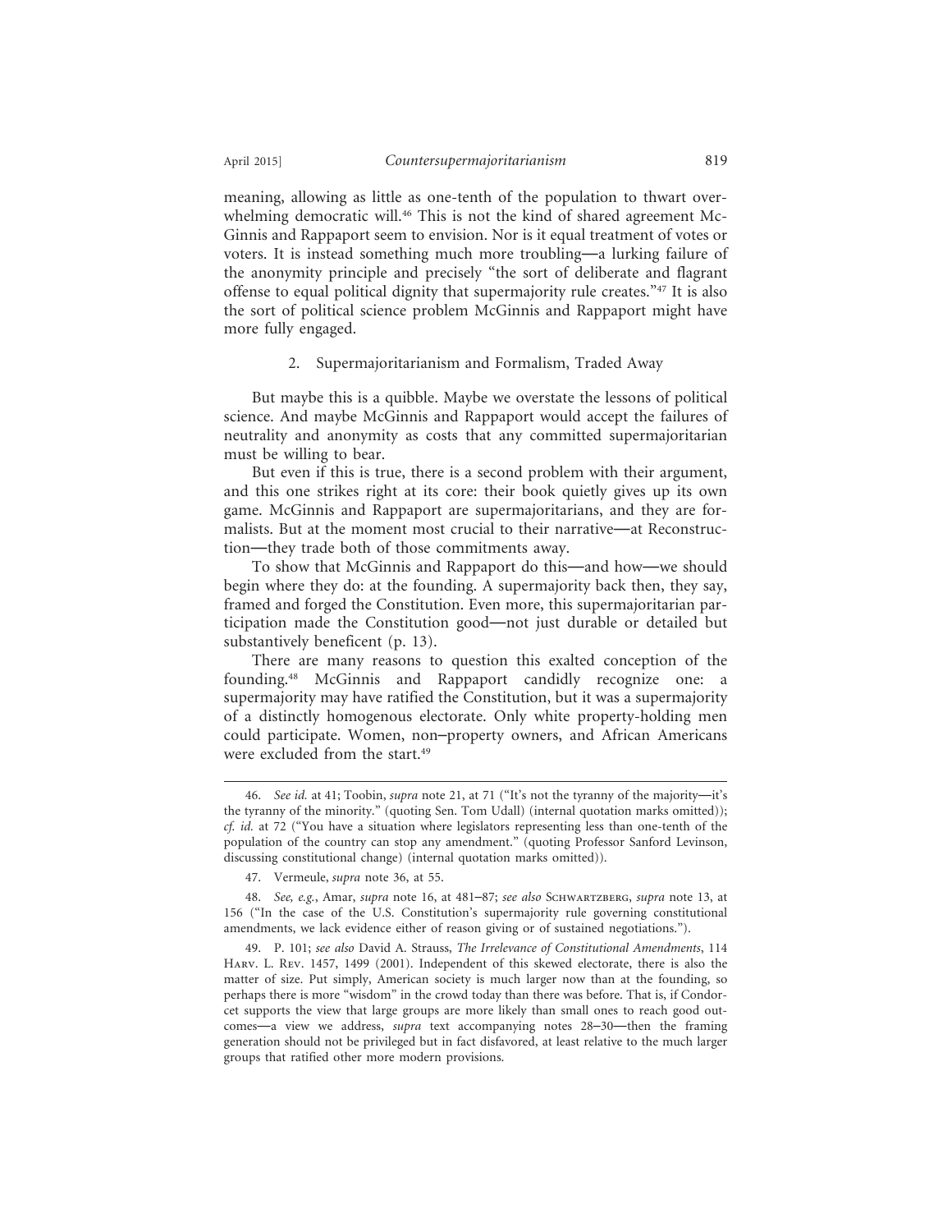meaning, allowing as little as one-tenth of the population to thwart overwhelming democratic will.[46] This is not the kind of shared agreement McGinnis and Rappaport seem to envision. Nor is it equal treatment of votes or voters. It is instead something much more troubling—a lurking failure of the anonymity principle and precisely "the sort of deliberate and flagrant offense to equal political dignity that supermajority rule creates."[47] It is also the sort of political science problem McGinnis and Rappaport might have more fully engaged.

### 2. Supermajoritarianism and Formalism, Traded Away

But maybe this is a quibble. Maybe we overstate the lessons of political science. And maybe McGinnis and Rappaport would accept the failures of neutrality and anonymity as costs that any committed supermajoritarian must be willing to bear.

But even if this is true, there is a second problem with their argument, and this one strikes right at its core: their book quietly gives up its own game. McGinnis and Rappaport are supermajoritarians, and they are formalists. But at the moment most crucial to their narrative—at Reconstruction—they trade both of those commitments away.

To show that McGinnis and Rappaport do this—and how—we should begin where they do: at the founding. A supermajority back then, they say, framed and forged the Constitution. Even more, this supermajoritarian participation made the Constitution good—not just durable or detailed but substantively beneficent (p. 13).

There are many reasons to question this exalted conception of the founding.[48] McGinnis and Rappaport candidly recognize one: a supermajority may have ratified the Constitution, but it was a supermajority of a distinctly homogenous electorate. Only white property-holding men could participate. Women, non–property owners, and African Americans were excluded from the start.[49]

---

46. *See id.* at 41; Toobin, *supra* note 21, at 71 ("It's not the tyranny of the majority—it's the tyranny of the minority." (quoting Sen. Tom Udall) (internal quotation marks omitted)); *cf. id.* at 72 ("You have a situation where legislators representing less than one-tenth of the population of the country can stop any amendment." (quoting Professor Sanford Levinson, discussing constitutional change) (internal quotation marks omitted)).

47. Vermeule, *supra* note 36, at 55.

48. *See, e.g.*, Amar, *supra* note 16, at 481–87; *see also* Schwartzberg, *supra* note 13, at 156 ("In the case of the U.S. Constitution's supermajority rule governing constitutional amendments, we lack evidence either of reason giving or of sustained negotiations.").

49. P. 101; *see also* David A. Strauss, *The Irrelevance of Constitutional Amendments*, 114 Harv. L. Rev. 1457, 1499 (2001). Independent of this skewed electorate, there is also the matter of size. Put simply, American society is much larger now than at the founding, so perhaps there is more "wisdom" in the crowd today than there was before. That is, if Condorcet supports the view that large groups are more likely than small ones to reach good outcomes—a view we address, *supra* text accompanying notes 28–30—then the framing generation should not be privileged but in fact disfavored, at least relative to the much larger groups that ratified other more modern provisions.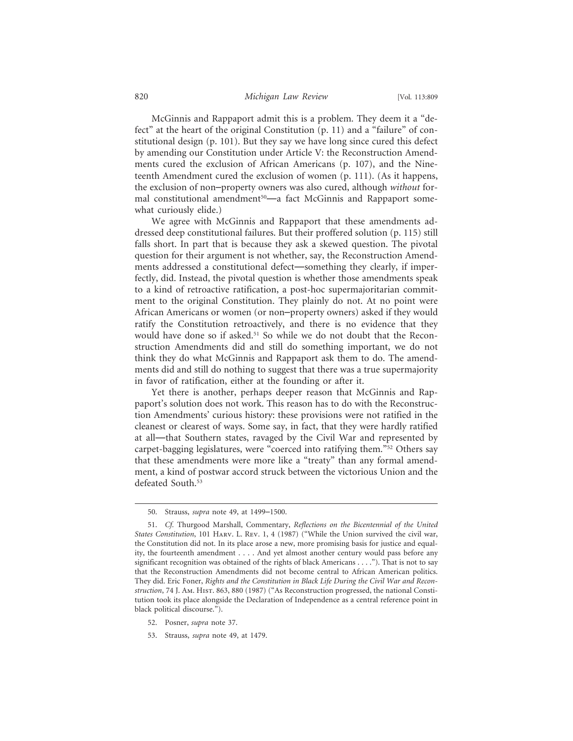McGinnis and Rappaport admit this is a problem. They deem it a "defect" at the heart of the original Constitution (p. 11) and a "failure" of constitutional design (p. 101). But they say we have long since cured this defect by amending our Constitution under Article V: the Reconstruction Amendments cured the exclusion of African Americans (p. 107), and the Nineteenth Amendment cured the exclusion of women (p. 111). (As it happens, the exclusion of non–property owners was also cured, although *without* formal constitutional amendment[50]—a fact McGinnis and Rappaport somewhat curiously elide.)

We agree with McGinnis and Rappaport that these amendments addressed deep constitutional failures. But their proffered solution (p. 115) still falls short. In part that is because they ask a skewed question. The pivotal question for their argument is not whether, say, the Reconstruction Amendments addressed a constitutional defect—something they clearly, if imperfectly, did. Instead, the pivotal question is whether those amendments speak to a kind of retroactive ratification, a post-hoc supermajoritarian commitment to the original Constitution. They plainly do not. At no point were African Americans or women (or non–property owners) asked if they would ratify the Constitution retroactively, and there is no evidence that they would have done so if asked.[51] So while we do not doubt that the Reconstruction Amendments did and still do something important, we do not think they do what McGinnis and Rappaport ask them to do. The amendments did and still do nothing to suggest that there was a true supermajority in favor of ratification, either at the founding or after it.

Yet there is another, perhaps deeper reason that McGinnis and Rappaport's solution does not work. This reason has to do with the Reconstruction Amendments' curious history: these provisions were not ratified in the cleanest or clearest of ways. Some say, in fact, that they were hardly ratified at all—that Southern states, ravaged by the Civil War and represented by carpet-bagging legislatures, were "coerced into ratifying them."[52] Others say that these amendments were more like a "treaty" than any formal amendment, a kind of postwar accord struck between the victorious Union and the defeated South.[53]

---

50. Strauss, *supra* note 49, at 1499–1500.

51. *Cf.* Thurgood Marshall, Commentary, *Reflections on the Bicentennial of the United States Constitution*, 101 Harv. L. Rev. 1, 4 (1987) ("While the Union survived the civil war, the Constitution did not. In its place arose a new, more promising basis for justice and equality, the fourteenth amendment . . . . And yet almost another century would pass before any significant recognition was obtained of the rights of black Americans . . . ."). That is not to say that the Reconstruction Amendments did not become central to African American politics. They did. Eric Foner, *Rights and the Constitution in Black Life During the Civil War and Reconstruction*, 74 J. Am. Hist. 863, 880 (1987) ("As Reconstruction progressed, the national Constitution took its place alongside the Declaration of Independence as a central reference point in black political discourse.").

52. Posner, *supra* note 37.

53. Strauss, *supra* note 49, at 1479.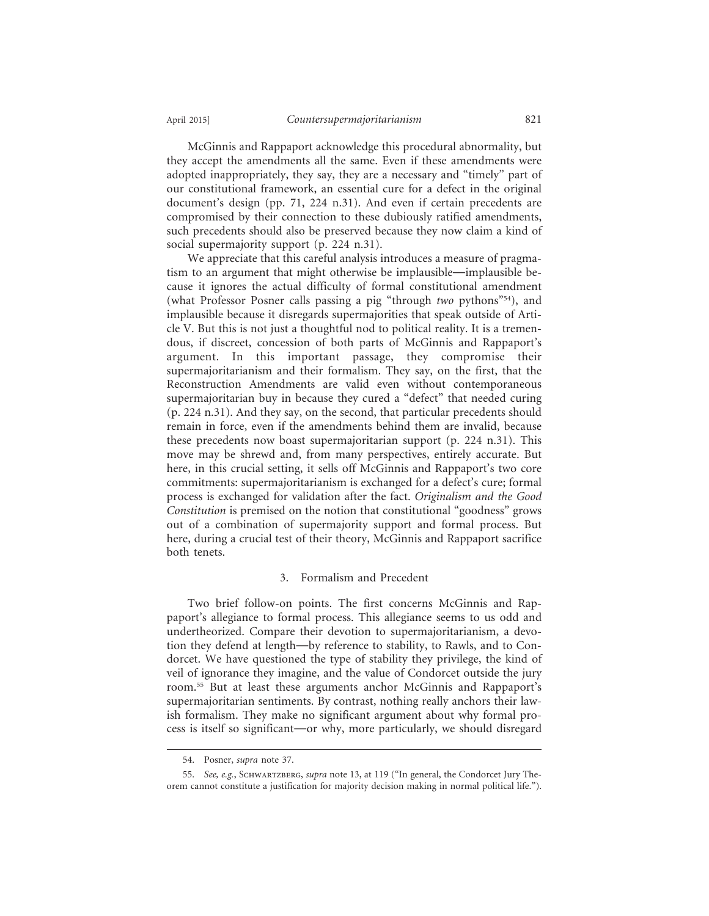McGinnis and Rappaport acknowledge this procedural abnormality, but they accept the amendments all the same. Even if these amendments were adopted inappropriately, they say, they are a necessary and "timely" part of our constitutional framework, an essential cure for a defect in the original document's design (pp. 71, 224 n.31). And even if certain precedents are compromised by their connection to these dubiously ratified amendments, such precedents should also be preserved because they now claim a kind of social supermajority support (p. 224 n.31).

We appreciate that this careful analysis introduces a measure of pragmatism to an argument that might otherwise be implausible—implausible because it ignores the actual difficulty of formal constitutional amendment (what Professor Posner calls passing a pig "through *two* pythons"[54]), and implausible because it disregards supermajorities that speak outside of Article V. But this is not just a thoughtful nod to political reality. It is a tremendous, if discreet, concession of both parts of McGinnis and Rappaport's argument. In this important passage, they compromise their supermajoritarianism and their formalism. They say, on the first, that the Reconstruction Amendments are valid even without contemporaneous supermajoritarian buy in because they cured a "defect" that needed curing (p. 224 n.31). And they say, on the second, that particular precedents should remain in force, even if the amendments behind them are invalid, because these precedents now boast supermajoritarian support (p. 224 n.31). This move may be shrewd and, from many perspectives, entirely accurate. But here, in this crucial setting, it sells off McGinnis and Rappaport's two core commitments: supermajoritarianism is exchanged for a defect's cure; formal process is exchanged for validation after the fact. *Originalism and the Good Constitution* is premised on the notion that constitutional "goodness" grows out of a combination of supermajority support and formal process. But here, during a crucial test of their theory, McGinnis and Rappaport sacrifice both tenets.

### 3. Formalism and Precedent

Two brief follow-on points. The first concerns McGinnis and Rappaport's allegiance to formal process. This allegiance seems to us odd and undertheorized. Compare their devotion to supermajoritarianism, a devotion they defend at length—by reference to stability, to Rawls, and to Condorcet. We have questioned the type of stability they privilege, the kind of veil of ignorance they imagine, and the value of Condorcet outside the jury room.[55] But at least these arguments anchor McGinnis and Rappaport's supermajoritarian sentiments. By contrast, nothing really anchors their lawish formalism. They make no significant argument about why formal process is itself so significant—or why, more particularly, we should disregard

---

54. Posner, *supra* note 37.

55. *See, e.g.*, Schwartzberg, *supra* note 13, at 119 ("In general, the Condorcet Jury Theorem cannot constitute a justification for majority decision making in normal political life.").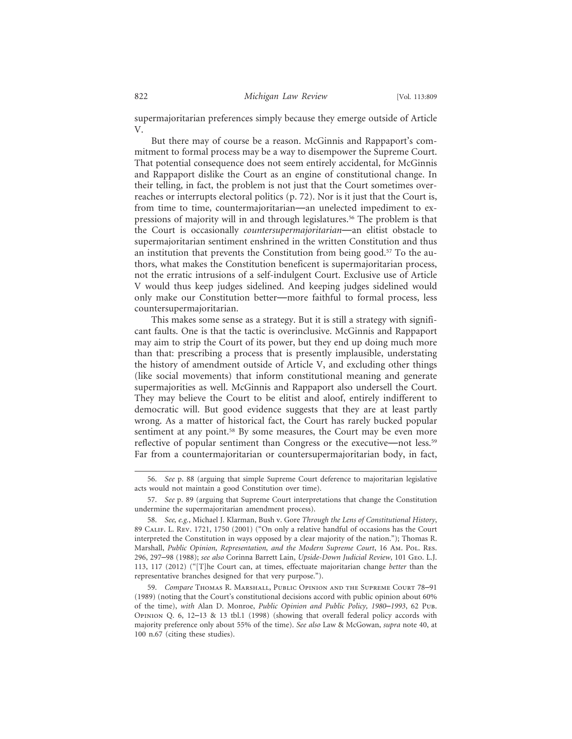supermajoritarian preferences simply because they emerge outside of Article V.

But there may of course be a reason. McGinnis and Rappaport's commitment to formal process may be a way to disempower the Supreme Court. That potential consequence does not seem entirely accidental, for McGinnis and Rappaport dislike the Court as an engine of constitutional change. In their telling, in fact, the problem is not just that the Court sometimes overreaches or interrupts electoral politics (p. 72). Nor is it just that the Court is, from time to time, countermajoritarian—an unelected impediment to expressions of majority will in and through legislatures.[56] The problem is that the Court is occasionally *countersupermajoritarian*—an elitist obstacle to supermajoritarian sentiment enshrined in the written Constitution and thus an institution that prevents the Constitution from being good.[57] To the authors, what makes the Constitution beneficent is supermajoritarian process, not the erratic intrusions of a self-indulgent Court. Exclusive use of Article V would thus keep judges sidelined. And keeping judges sidelined would only make our Constitution better—more faithful to formal process, less countersupermajoritarian.

This makes some sense as a strategy. But it is still a strategy with significant faults. One is that the tactic is overinclusive. McGinnis and Rappaport may aim to strip the Court of its power, but they end up doing much more than that: prescribing a process that is presently implausible, understating the history of amendment outside of Article V, and excluding other things (like social movements) that inform constitutional meaning and generate supermajorities as well. McGinnis and Rappaport also undersell the Court. They may believe the Court to be elitist and aloof, entirely indifferent to democratic will. But good evidence suggests that they are at least partly wrong. As a matter of historical fact, the Court has rarely bucked popular sentiment at any point.[58] By some measures, the Court may be even more reflective of popular sentiment than Congress or the executive—not less.[59] Far from a countermajoritarian or countersupermajoritarian body, in fact,

---

56. *See* p. 88 (arguing that simple Supreme Court deference to majoritarian legislative acts would not maintain a good Constitution over time).

57. *See* p. 89 (arguing that Supreme Court interpretations that change the Constitution undermine the supermajoritarian amendment process).

58. *See, e.g.*, Michael J. Klarman, Bush v. Gore *Through the Lens of Constitutional History*, 89 Calif. L. Rev. 1721, 1750 (2001) ("On only a relative handful of occasions has the Court interpreted the Constitution in ways opposed by a clear majority of the nation."); Thomas R. Marshall, *Public Opinion, Representation, and the Modern Supreme Court*, 16 Am. Pol. Res. 296, 297–98 (1988); *see also* Corinna Barrett Lain, *Upside-Down Judicial Review*, 101 Geo. L.J. 113, 117 (2012) ("[T]he Court can, at times, effectuate majoritarian change *better* than the representative branches designed for that very purpose.").

59. *Compare* Thomas R. Marshall, Public Opinion and the Supreme Court 78–91 (1989) (noting that the Court's constitutional decisions accord with public opinion about 60% of the time), *with* Alan D. Monroe, *Public Opinion and Public Policy, 1980–1993*, 62 Pub. Opinion Q. 6, 12–13 & 13 tbl.1 (1998) (showing that overall federal policy accords with majority preference only about 55% of the time). *See also* Law & McGowan, *supra* note 40, at 100 n.67 (citing these studies).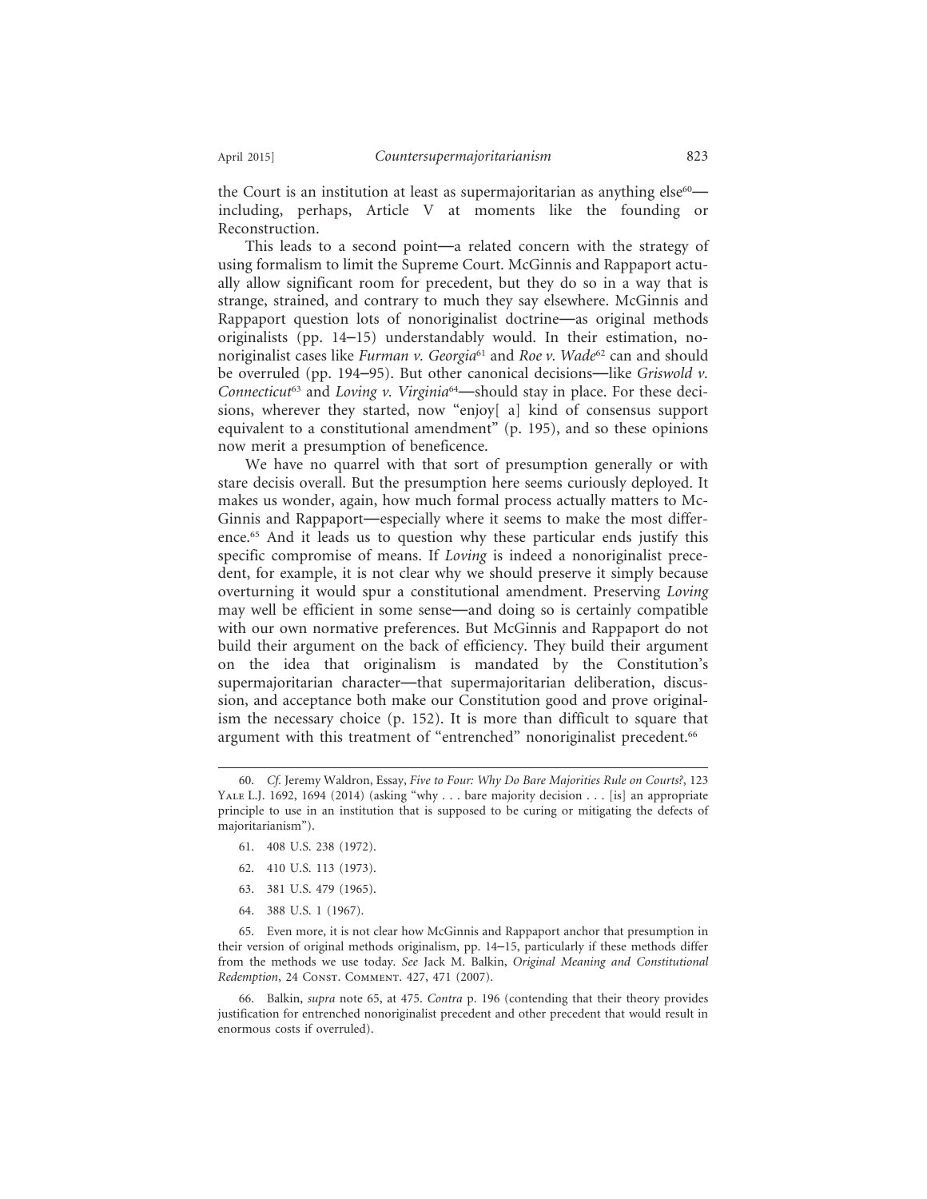the Court is an institution at least as supermajoritarian as anything else[60]—including, perhaps, Article V at moments like the founding or Reconstruction.

This leads to a second point—a related concern with the strategy of using formalism to limit the Supreme Court. McGinnis and Rappaport actually allow significant room for precedent, but they do so in a way that is strange, strained, and contrary to much they say elsewhere. McGinnis and Rappaport question lots of nonoriginalist doctrine—as original methods originalists (pp. 14–15) understandably would. In their estimation, nonoriginalist cases like *Furman v. Georgia*[61] and *Roe v. Wade*[62] can and should be overruled (pp. 194–95). But other canonical decisions—like *Griswold v. Connecticut*[63] and *Loving v. Virginia*[64]—should stay in place. For these decisions, wherever they started, now "enjoy[ a] kind of consensus support equivalent to a constitutional amendment" (p. 195), and so these opinions now merit a presumption of beneficence.

We have no quarrel with that sort of presumption generally or with stare decisis overall. But the presumption here seems curiously deployed. It makes us wonder, again, how much formal process actually matters to McGinnis and Rappaport—especially where it seems to make the most difference.[65] And it leads us to question why these particular ends justify this specific compromise of means. If *Loving* is indeed a nonoriginalist precedent, for example, it is not clear why we should preserve it simply because overturning it would spur a constitutional amendment. Preserving *Loving* may well be efficient in some sense—and doing so is certainly compatible with our own normative preferences. But McGinnis and Rappaport do not build their argument on the back of efficiency. They build their argument on the idea that originalism is mandated by the Constitution's supermajoritarian character—that supermajoritarian deliberation, discussion, and acceptance both make our Constitution good and prove originalism the necessary choice (p. 152). It is more than difficult to square that argument with this treatment of "entrenched" nonoriginalist precedent.[66]

---

60. *Cf.* Jeremy Waldron, Essay, *Five to Four: Why Do Bare Majorities Rule on Courts?*, 123 Yale L.J. 1692, 1694 (2014) (asking "why . . . bare majority decision . . . [is] an appropriate principle to use in an institution that is supposed to be curing or mitigating the defects of majoritarianism").

61. 408 U.S. 238 (1972).

62. 410 U.S. 113 (1973).

63. 381 U.S. 479 (1965).

64. 388 U.S. 1 (1967).

65. Even more, it is not clear how McGinnis and Rappaport anchor that presumption in their version of original methods originalism, pp. 14–15, particularly if these methods differ from the methods we use today. *See* Jack M. Balkin, *Original Meaning and Constitutional Redemption*, 24 Const. Comment. 427, 471 (2007).

66. Balkin, *supra* note 65, at 475. *Contra* p. 196 (contending that their theory provides justification for entrenched nonoriginalist precedent and other precedent that would result in enormous costs if overruled).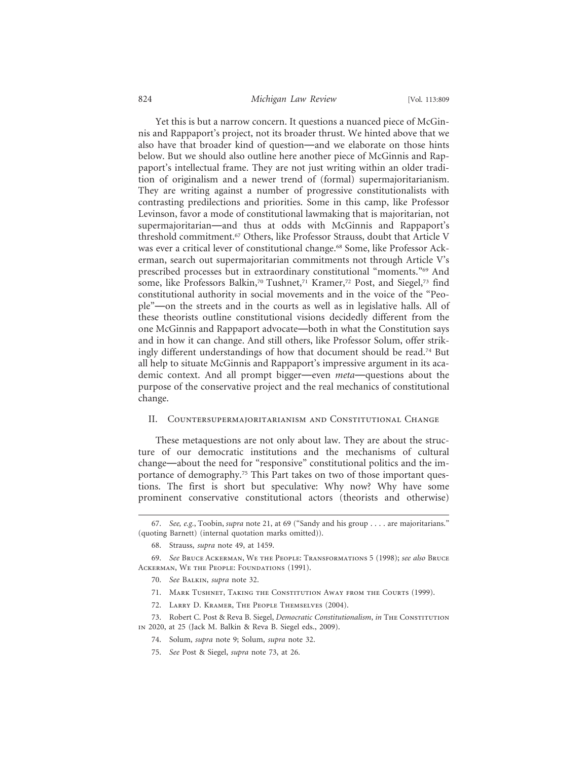Yet this is but a narrow concern. It questions a nuanced piece of McGinnis and Rappaport's project, not its broader thrust. We hinted above that we also have that broader kind of question—and we elaborate on those hints below. But we should also outline here another piece of McGinnis and Rappaport's intellectual frame. They are not just writing within an older tradition of originalism and a newer trend of (formal) supermajoritarianism. They are writing against a number of progressive constitutionalists with contrasting predilections and priorities. Some in this camp, like Professor Levinson, favor a mode of constitutional lawmaking that is majoritarian, not supermajoritarian—and thus at odds with McGinnis and Rappaport's threshold commitment.[67] Others, like Professor Strauss, doubt that Article V was ever a critical lever of constitutional change.[68] Some, like Professor Ackerman, search out supermajoritarian commitments not through Article V's prescribed processes but in extraordinary constitutional "moments."[69] And some, like Professors Balkin,[70] Tushnet,[71] Kramer,[72] Post, and Siegel,[73] find constitutional authority in social movements and in the voice of the "People"—on the streets and in the courts as well as in legislative halls. All of these theorists outline constitutional visions decidedly different from the one McGinnis and Rappaport advocate—both in what the Constitution says and in how it can change. And still others, like Professor Solum, offer strikingly different understandings of how that document should be read.[74] But all help to situate McGinnis and Rappaport's impressive argument in its academic context. And all prompt bigger—even *meta*—questions about the purpose of the conservative project and the real mechanics of constitutional change.

## II. Countersupermajoritarianism and Constitutional Change

These metaquestions are not only about law. They are about the structure of our democratic institutions and the mechanisms of cultural change—about the need for "responsive" constitutional politics and the importance of demography.[75] This Part takes on two of those important questions. The first is short but speculative: Why now? Why have some prominent conservative constitutional actors (theorists and otherwise)

---

67. *See, e.g.*, Toobin, *supra* note 21, at 69 ("Sandy and his group . . . . are majoritarians." (quoting Barnett) (internal quotation marks omitted)).

68. Strauss, *supra* note 49, at 1459.

69. *See* Bruce Ackerman, We the People: Transformations 5 (1998); *see also* Bruce Ackerman, We the People: Foundations (1991).

70. *See* Balkin, *supra* note 32.

71. Mark Tushnet, Taking the Constitution Away from the Courts (1999).

72. Larry D. Kramer, The People Themselves (2004).

73. Robert C. Post & Reva B. Siegel, *Democratic Constitutionalism*, *in* The Constitution in 2020, at 25 (Jack M. Balkin & Reva B. Siegel eds., 2009).

74. Solum, *supra* note 9; Solum, *supra* note 32.

75. *See* Post & Siegel, *supra* note 73, at 26.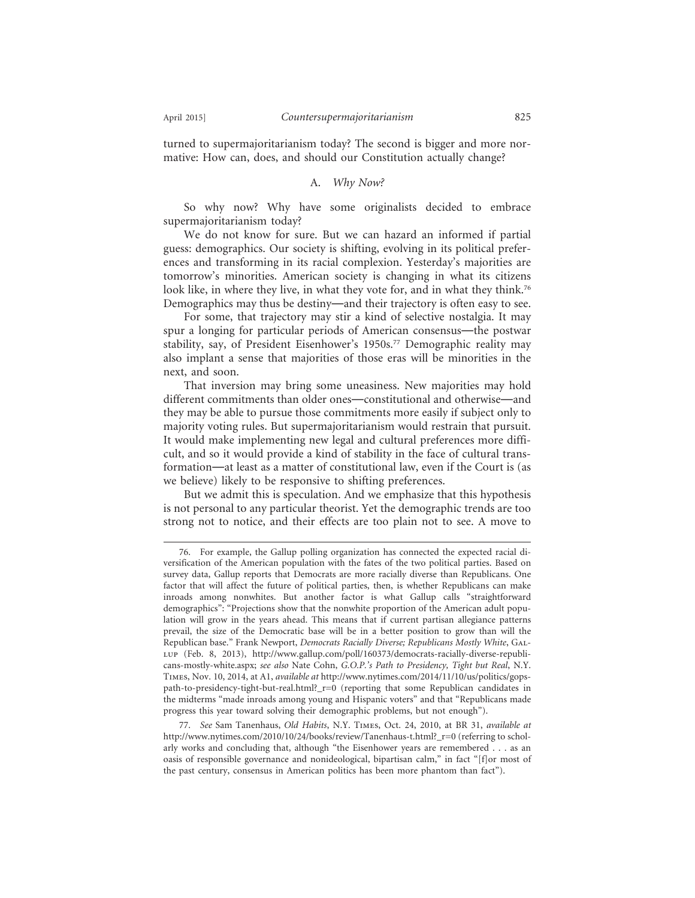turned to supermajoritarianism today? The second is bigger and more normative: How can, does, and should our Constitution actually change?

### A. *Why Now?*

So why now? Why have some originalists decided to embrace supermajoritarianism today?

We do not know for sure. But we can hazard an informed if partial guess: demographics. Our society is shifting, evolving in its political preferences and transforming in its racial complexion. Yesterday's majorities are tomorrow's minorities. American society is changing in what its citizens look like, in where they live, in what they vote for, and in what they think.[76] Demographics may thus be destiny—and their trajectory is often easy to see.

For some, that trajectory may stir a kind of selective nostalgia. It may spur a longing for particular periods of American consensus—the postwar stability, say, of President Eisenhower's 1950s.[77] Demographic reality may also implant a sense that majorities of those eras will be minorities in the next, and soon.

That inversion may bring some uneasiness. New majorities may hold different commitments than older ones—constitutional and otherwise—and they may be able to pursue those commitments more easily if subject only to majority voting rules. But supermajoritarianism would restrain that pursuit. It would make implementing new legal and cultural preferences more difficult, and so it would provide a kind of stability in the face of cultural transformation—at least as a matter of constitutional law, even if the Court is (as we believe) likely to be responsive to shifting preferences.

But we admit this is speculation. And we emphasize that this hypothesis is not personal to any particular theorist. Yet the demographic trends are too strong not to notice, and their effects are too plain not to see. A move to

---

76. For example, the Gallup polling organization has connected the expected racial diversification of the American population with the fates of the two political parties. Based on survey data, Gallup reports that Democrats are more racially diverse than Republicans. One factor that will affect the future of political parties, then, is whether Republicans can make inroads among nonwhites. But another factor is what Gallup calls "straightforward demographics": "Projections show that the nonwhite proportion of the American adult population will grow in the years ahead. This means that if current partisan allegiance patterns prevail, the size of the Democratic base will be in a better position to grow than will the Republican base." Frank Newport, *Democrats Racially Diverse; Republicans Mostly White*, Gallup (Feb. 8, 2013), http://www.gallup.com/poll/160373/democrats-racially-diverse-republicans-mostly-white.aspx; *see also* Nate Cohn, *G.O.P.'s Path to Presidency, Tight but Real*, N.Y. Times, Nov. 10, 2014, at A1, *available at* http://www.nytimes.com/2014/11/10/us/politics/gops-path-to-presidency-tight-but-real.html?_r=0 (reporting that some Republican candidates in the midterms "made inroads among young and Hispanic voters" and that "Republicans made progress this year toward solving their demographic problems, but not enough").

77. *See* Sam Tanenhaus, *Old Habits*, N.Y. Times, Oct. 24, 2010, at BR 31, *available at* http://www.nytimes.com/2010/10/24/books/review/Tanenhaus-t.html?_r=0 (referring to scholarly works and concluding that, although "the Eisenhower years are remembered . . . as an oasis of responsible governance and nonideological, bipartisan calm," in fact "[f]or most of the past century, consensus in American politics has been more phantom than fact").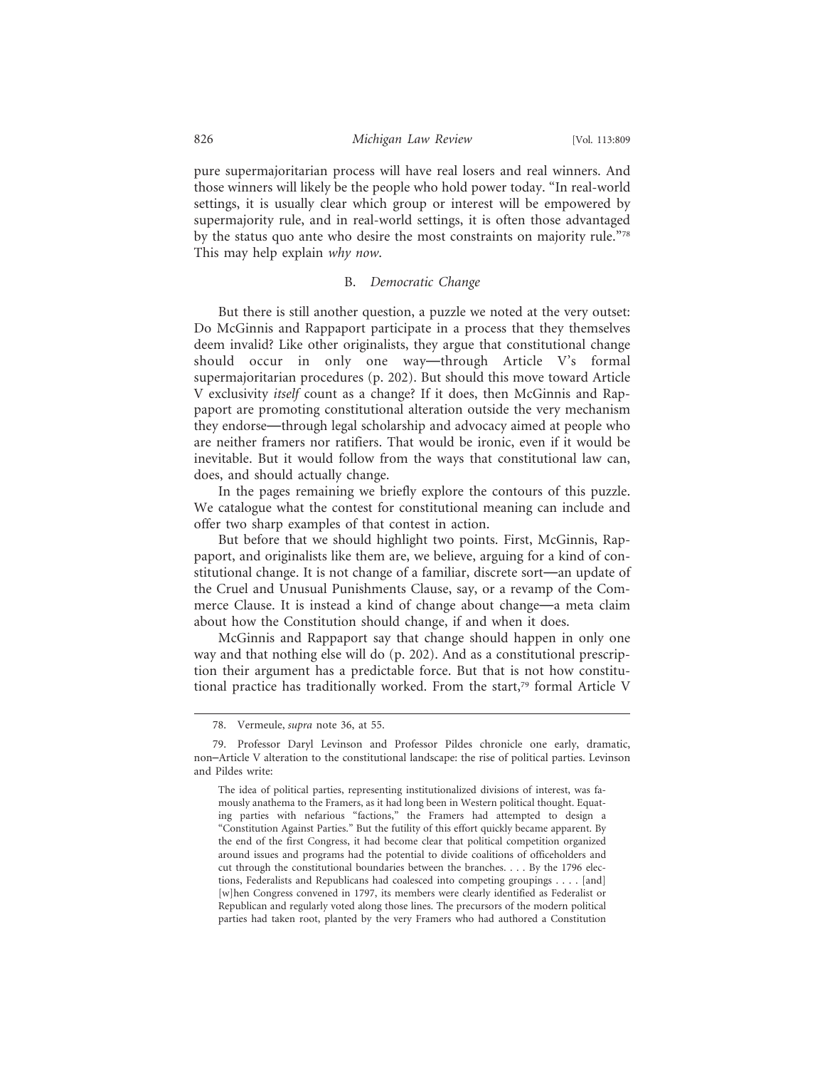pure supermajoritarian process will have real losers and real winners. And those winners will likely be the people who hold power today. "In real-world settings, it is usually clear which group or interest will be empowered by supermajority rule, and in real-world settings, it is often those advantaged by the status quo ante who desire the most constraints on majority rule."[78] This may help explain *why now*.

### B. *Democratic Change*

But there is still another question, a puzzle we noted at the very outset: Do McGinnis and Rappaport participate in a process that they themselves deem invalid? Like other originalists, they argue that constitutional change should occur in only one way—through Article V's formal supermajoritarian procedures (p. 202). But should this move toward Article V exclusivity *itself* count as a change? If it does, then McGinnis and Rappaport are promoting constitutional alteration outside the very mechanism they endorse—through legal scholarship and advocacy aimed at people who are neither framers nor ratifiers. That would be ironic, even if it would be inevitable. But it would follow from the ways that constitutional law can, does, and should actually change.

In the pages remaining we briefly explore the contours of this puzzle. We catalogue what the contest for constitutional meaning can include and offer two sharp examples of that contest in action.

But before that we should highlight two points. First, McGinnis, Rappaport, and originalists like them are, we believe, arguing for a kind of constitutional change. It is not change of a familiar, discrete sort—an update of the Cruel and Unusual Punishments Clause, say, or a revamp of the Commerce Clause. It is instead a kind of change about change—a meta claim about how the Constitution should change, if and when it does.

McGinnis and Rappaport say that change should happen in only one way and that nothing else will do (p. 202). And as a constitutional prescription their argument has a predictable force. But that is not how constitutional practice has traditionally worked. From the start,[79] formal Article V

---

78. Vermeule, *supra* note 36, at 55.

79. Professor Daryl Levinson and Professor Pildes chronicle one early, dramatic, non–Article V alteration to the constitutional landscape: the rise of political parties. Levinson and Pildes write:

> The idea of political parties, representing institutionalized divisions of interest, was famously anathema to the Framers, as it had long been in Western political thought. Equating parties with nefarious "factions," the Framers had attempted to design a "Constitution Against Parties." But the futility of this effort quickly became apparent. By the end of the first Congress, it had become clear that political competition organized around issues and programs had the potential to divide coalitions of officeholders and cut through the constitutional boundaries between the branches. . . . By the 1796 elections, Federalists and Republicans had coalesced into competing groupings . . . . [and] [w]hen Congress convened in 1797, its members were clearly identified as Federalist or Republican and regularly voted along those lines. The precursors of the modern political parties had taken root, planted by the very Framers who had authored a Constitution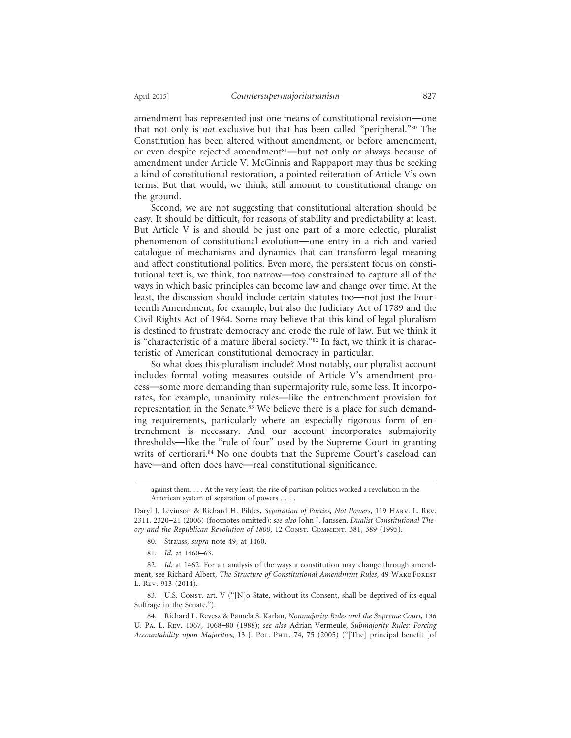amendment has represented just one means of constitutional revision—one that not only is *not* exclusive but that has been called "peripheral."[80] The Constitution has been altered without amendment, or before amendment, or even despite rejected amendment[81]—but not only or always because of amendment under Article V. McGinnis and Rappaport may thus be seeking a kind of constitutional restoration, a pointed reiteration of Article V's own terms. But that would, we think, still amount to constitutional change on the ground.

Second, we are not suggesting that constitutional alteration should be easy. It should be difficult, for reasons of stability and predictability at least. But Article V is and should be just one part of a more eclectic, pluralist phenomenon of constitutional evolution—one entry in a rich and varied catalogue of mechanisms and dynamics that can transform legal meaning and affect constitutional politics. Even more, the persistent focus on constitutional text is, we think, too narrow—too constrained to capture all of the ways in which basic principles can become law and change over time. At the least, the discussion should include certain statutes too—not just the Fourteenth Amendment, for example, but also the Judiciary Act of 1789 and the Civil Rights Act of 1964. Some may believe that this kind of legal pluralism is destined to frustrate democracy and erode the rule of law. But we think it is "characteristic of a mature liberal society."[82] In fact, we think it is characteristic of American constitutional democracy in particular.

So what does this pluralism include? Most notably, our pluralist account includes formal voting measures outside of Article V's amendment process—some more demanding than supermajority rule, some less. It incorporates, for example, unanimity rules—like the entrenchment provision for representation in the Senate.[83] We believe there is a place for such demanding requirements, particularly where an especially rigorous form of entrenchment is necessary. And our account incorporates submajority thresholds—like the "rule of four" used by the Supreme Court in granting writs of certiorari.[84] No one doubts that the Supreme Court's caseload can have—and often does have—real constitutional significance.

---

against them. . . . At the very least, the rise of partisan politics worked a revolution in the American system of separation of powers . . . .

Daryl J. Levinson & Richard H. Pildes, *Separation of Parties, Not Powers*, 119 Harv. L. Rev. 2311, 2320–21 (2006) (footnotes omitted); *see also* John J. Janssen, *Dualist Constitutional Theory and the Republican Revolution of 1800*, 12 Const. Comment. 381, 389 (1995).

80. Strauss, *supra* note 49, at 1460.

81. *Id.* at 1460–63.

82. *Id.* at 1462. For an analysis of the ways a constitution may change through amendment, see Richard Albert, *The Structure of Constitutional Amendment Rules*, 49 Wake Forest L. Rev. 913 (2014).

83. U.S. Const. art. V ("[N]o State, without its Consent, shall be deprived of its equal Suffrage in the Senate.").

84. Richard L. Revesz & Pamela S. Karlan, *Nonmajority Rules and the Supreme Court*, 136 U. Pa. L. Rev. 1067, 1068–80 (1988); *see also* Adrian Vermeule, *Submajority Rules: Forcing Accountability upon Majorities*, 13 J. Pol. Phil. 74, 75 (2005) ("[The] principal benefit [of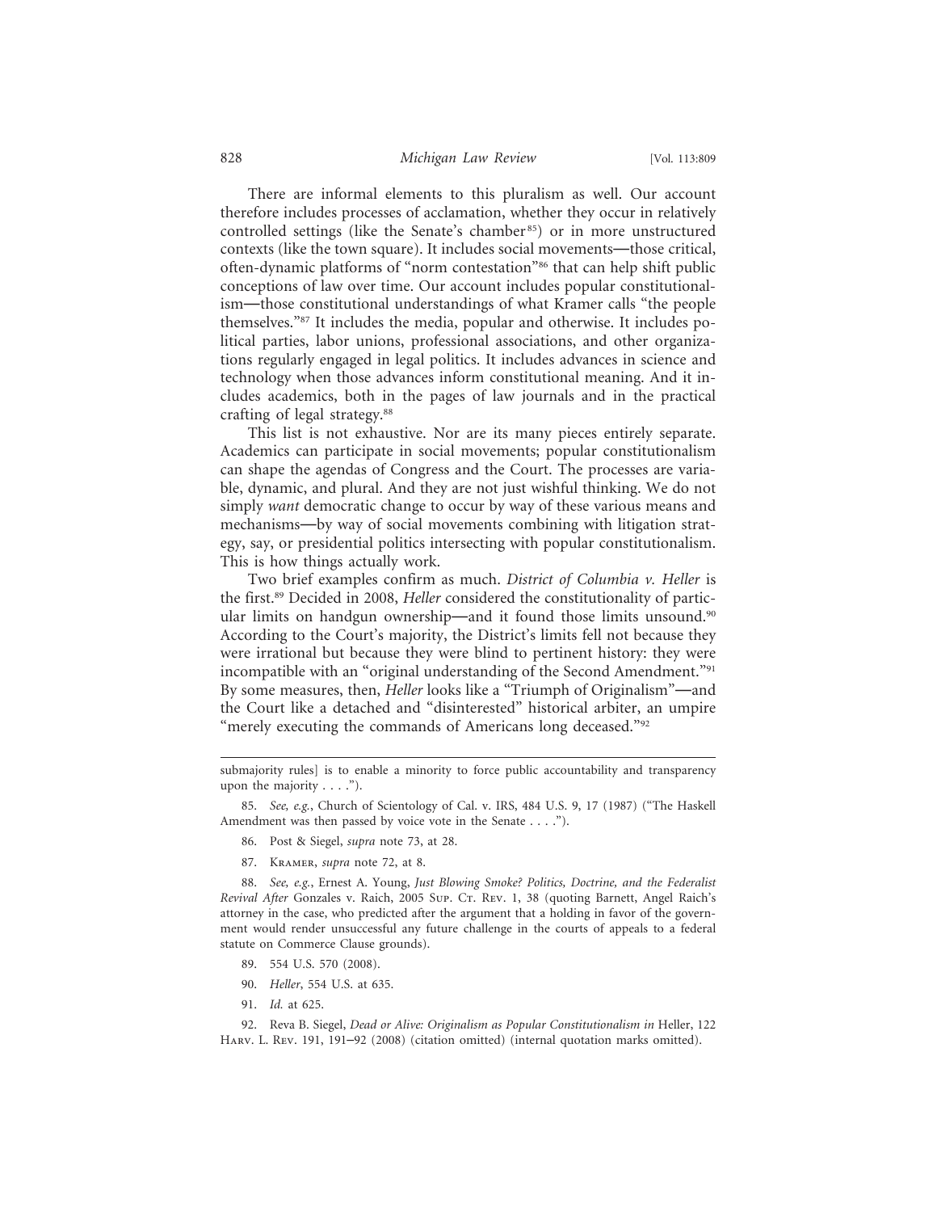There are informal elements to this pluralism as well. Our account therefore includes processes of acclamation, whether they occur in relatively controlled settings (like the Senate's chamber[85]) or in more unstructured contexts (like the town square). It includes social movements—those critical, often-dynamic platforms of "norm contestation"[86] that can help shift public conceptions of law over time. Our account includes popular constitutionalism—those constitutional understandings of what Kramer calls "the people themselves."[87] It includes the media, popular and otherwise. It includes political parties, labor unions, professional associations, and other organizations regularly engaged in legal politics. It includes advances in science and technology when those advances inform constitutional meaning. And it includes academics, both in the pages of law journals and in the practical crafting of legal strategy.[88]

This list is not exhaustive. Nor are its many pieces entirely separate. Academics can participate in social movements; popular constitutionalism can shape the agendas of Congress and the Court. The processes are variable, dynamic, and plural. And they are not just wishful thinking. We do not simply *want* democratic change to occur by way of these various means and mechanisms—by way of social movements combining with litigation strategy, say, or presidential politics intersecting with popular constitutionalism. This is how things actually work.

Two brief examples confirm as much. *District of Columbia v. Heller* is the first.[89] Decided in 2008, *Heller* considered the constitutionality of particular limits on handgun ownership—and it found those limits unsound.[90] According to the Court's majority, the District's limits fell not because they were irrational but because they were blind to pertinent history: they were incompatible with an "original understanding of the Second Amendment."[91] By some measures, then, *Heller* looks like a "Triumph of Originalism"—and the Court like a detached and "disinterested" historical arbiter, an umpire "merely executing the commands of Americans long deceased."[92]

---

submajority rules] is to enable a minority to force public accountability and transparency upon the majority . . . .").

85. *See, e.g.*, Church of Scientology of Cal. v. IRS, 484 U.S. 9, 17 (1987) ("The Haskell Amendment was then passed by voice vote in the Senate . . . .").

86. Post & Siegel, *supra* note 73, at 28.

87. Kramer, *supra* note 72, at 8.

88. *See, e.g.*, Ernest A. Young, *Just Blowing Smoke? Politics, Doctrine, and the Federalist Revival After* Gonzales v. Raich, 2005 Sup. Ct. Rev. 1, 38 (quoting Barnett, Angel Raich's attorney in the case, who predicted after the argument that a holding in favor of the government would render unsuccessful any future challenge in the courts of appeals to a federal statute on Commerce Clause grounds).

89. 554 U.S. 570 (2008).

90. *Heller*, 554 U.S. at 635.

91. *Id.* at 625.

92. Reva B. Siegel, *Dead or Alive: Originalism as Popular Constitutionalism in* Heller, 122 Harv. L. Rev. 191, 191–92 (2008) (citation omitted) (internal quotation marks omitted).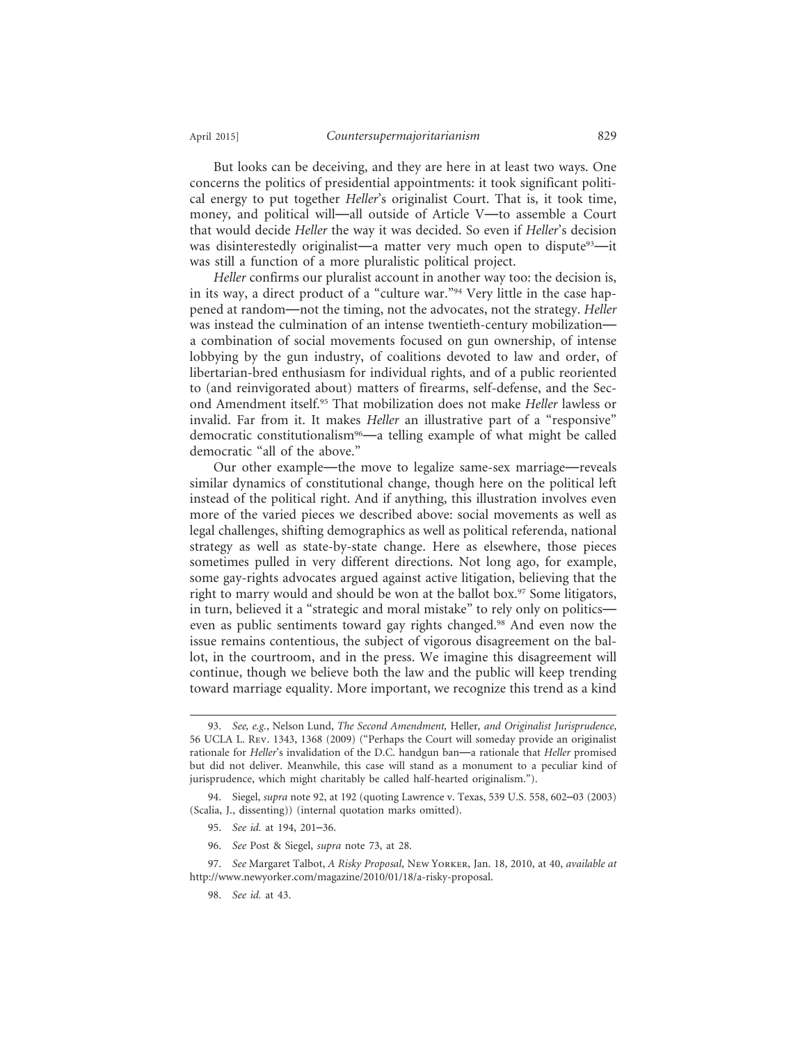But looks can be deceiving, and they are here in at least two ways. One concerns the politics of presidential appointments: it took significant political energy to put together *Heller*'s originalist Court. That is, it took time, money, and political will—all outside of Article V—to assemble a Court that would decide *Heller* the way it was decided. So even if *Heller*'s decision was disinterestedly originalist—a matter very much open to dispute[93]—it was still a function of a more pluralistic political project.

*Heller* confirms our pluralist account in another way too: the decision is, in its way, a direct product of a "culture war."[94] Very little in the case happened at random—not the timing, not the advocates, not the strategy. *Heller* was instead the culmination of an intense twentieth-century mobilization—a combination of social movements focused on gun ownership, of intense lobbying by the gun industry, of coalitions devoted to law and order, of libertarian-bred enthusiasm for individual rights, and of a public reoriented to (and reinvigorated about) matters of firearms, self-defense, and the Second Amendment itself.[95] That mobilization does not make *Heller* lawless or invalid. Far from it. It makes *Heller* an illustrative part of a "responsive" democratic constitutionalism[96]—a telling example of what might be called democratic "all of the above."

Our other example—the move to legalize same-sex marriage—reveals similar dynamics of constitutional change, though here on the political left instead of the political right. And if anything, this illustration involves even more of the varied pieces we described above: social movements as well as legal challenges, shifting demographics as well as political referenda, national strategy as well as state-by-state change. Here as elsewhere, those pieces sometimes pulled in very different directions. Not long ago, for example, some gay-rights advocates argued against active litigation, believing that the right to marry would and should be won at the ballot box.[97] Some litigators, in turn, believed it a "strategic and moral mistake" to rely only on politics—even as public sentiments toward gay rights changed.[98] And even now the issue remains contentious, the subject of vigorous disagreement on the ballot, in the courtroom, and in the press. We imagine this disagreement will continue, though we believe both the law and the public will keep trending toward marriage equality. More important, we recognize this trend as a kind

---

93. *See, e.g.*, Nelson Lund, *The Second Amendment,* Heller*, and Originalist Jurisprudence*, 56 UCLA L. Rev. 1343, 1368 (2009) ("Perhaps the Court will someday provide an originalist rationale for *Heller*'s invalidation of the D.C. handgun ban—a rationale that *Heller* promised but did not deliver. Meanwhile, this case will stand as a monument to a peculiar kind of jurisprudence, which might charitably be called half-hearted originalism.").

94. Siegel, *supra* note 92, at 192 (quoting Lawrence v. Texas, 539 U.S. 558, 602–03 (2003) (Scalia, J., dissenting)) (internal quotation marks omitted).

95. *See id.* at 194, 201–36.

96. *See* Post & Siegel, *supra* note 73, at 28.

97. *See* Margaret Talbot, *A Risky Proposal*, New Yorker, Jan. 18, 2010, at 40, *available at* http://www.newyorker.com/magazine/2010/01/18/a-risky-proposal.

98. *See id.* at 43.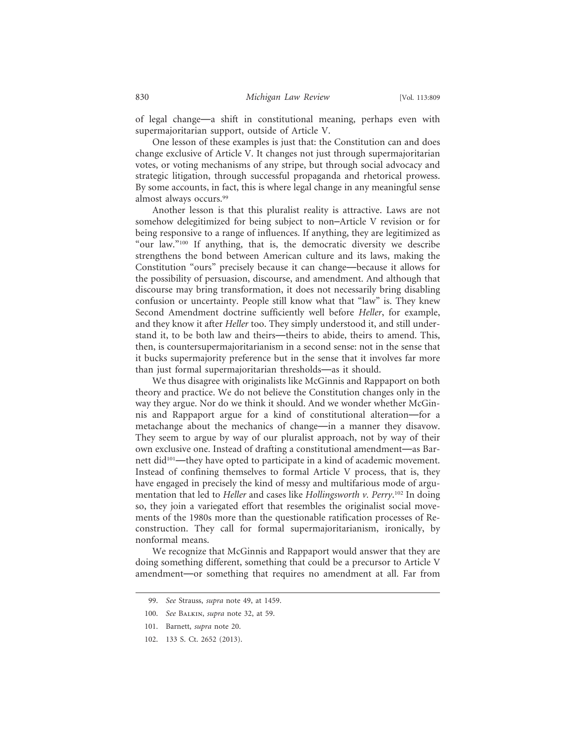of legal change—a shift in constitutional meaning, perhaps even with supermajoritarian support, outside of Article V.

One lesson of these examples is just that: the Constitution can and does change exclusive of Article V. It changes not just through supermajoritarian votes, or voting mechanisms of any stripe, but through social advocacy and strategic litigation, through successful propaganda and rhetorical prowess. By some accounts, in fact, this is where legal change in any meaningful sense almost always occurs.[99]

Another lesson is that this pluralist reality is attractive. Laws are not somehow delegitimized for being subject to non–Article V revision or for being responsive to a range of influences. If anything, they are legitimized as "our law."[100] If anything, that is, the democratic diversity we describe strengthens the bond between American culture and its laws, making the Constitution "ours" precisely because it can change—because it allows for the possibility of persuasion, discourse, and amendment. And although that discourse may bring transformation, it does not necessarily bring disabling confusion or uncertainty. People still know what that "law" is. They knew Second Amendment doctrine sufficiently well before *Heller*, for example, and they know it after *Heller* too. They simply understood it, and still understand it, to be both law and theirs—theirs to abide, theirs to amend. This, then, is countersupermajoritarianism in a second sense: not in the sense that it bucks supermajority preference but in the sense that it involves far more than just formal supermajoritarian thresholds—as it should.

We thus disagree with originalists like McGinnis and Rappaport on both theory and practice. We do not believe the Constitution changes only in the way they argue. Nor do we think it should. And we wonder whether McGinnis and Rappaport argue for a kind of constitutional alteration—for a metachange about the mechanics of change—in a manner they disavow. They seem to argue by way of our pluralist approach, not by way of their own exclusive one. Instead of drafting a constitutional amendment—as Barnett did[101]—they have opted to participate in a kind of academic movement. Instead of confining themselves to formal Article V process, that is, they have engaged in precisely the kind of messy and multifarious mode of argumentation that led to *Heller* and cases like *Hollingsworth v. Perry*.[102] In doing so, they join a variegated effort that resembles the originalist social movements of the 1980s more than the questionable ratification processes of Reconstruction. They call for formal supermajoritarianism, ironically, by nonformal means.

We recognize that McGinnis and Rappaport would answer that they are doing something different, something that could be a precursor to Article V amendment—or something that requires no amendment at all. Far from

---

99. *See* Strauss, *supra* note 49, at 1459.

100. *See* Balkin, *supra* note 32, at 59.

101. Barnett, *supra* note 20.

102. 133 S. Ct. 2652 (2013).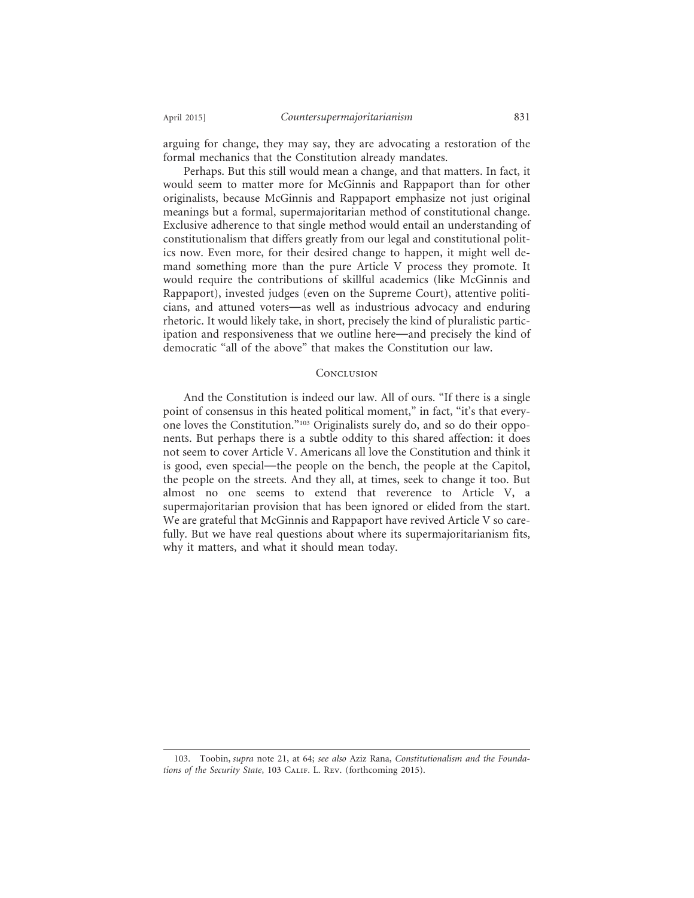arguing for change, they may say, they are advocating a restoration of the formal mechanics that the Constitution already mandates.

Perhaps. But this still would mean a change, and that matters. In fact, it would seem to matter more for McGinnis and Rappaport than for other originalists, because McGinnis and Rappaport emphasize not just original meanings but a formal, supermajoritarian method of constitutional change. Exclusive adherence to that single method would entail an understanding of constitutionalism that differs greatly from our legal and constitutional politics now. Even more, for their desired change to happen, it might well demand something more than the pure Article V process they promote. It would require the contributions of skillful academics (like McGinnis and Rappaport), invested judges (even on the Supreme Court), attentive politicians, and attuned voters—as well as industrious advocacy and enduring rhetoric. It would likely take, in short, precisely the kind of pluralistic participation and responsiveness that we outline here—and precisely the kind of democratic "all of the above" that makes the Constitution our law.

## Conclusion

And the Constitution is indeed our law. All of ours. "If there is a single point of consensus in this heated political moment," in fact, "it's that everyone loves the Constitution."[103] Originalists surely do, and so do their opponents. But perhaps there is a subtle oddity to this shared affection: it does not seem to cover Article V. Americans all love the Constitution and think it is good, even special—the people on the bench, the people at the Capitol, the people on the streets. And they all, at times, seek to change it too. But almost no one seems to extend that reverence to Article V, a supermajoritarian provision that has been ignored or elided from the start. We are grateful that McGinnis and Rappaport have revived Article V so carefully. But we have real questions about where its supermajoritarianism fits, why it matters, and what it should mean today.

---

103. Toobin, *supra* note 21, at 64; *see also* Aziz Rana, *Constitutionalism and the Foundations of the Security State*, 103 Calif. L. Rev. (forthcoming 2015).